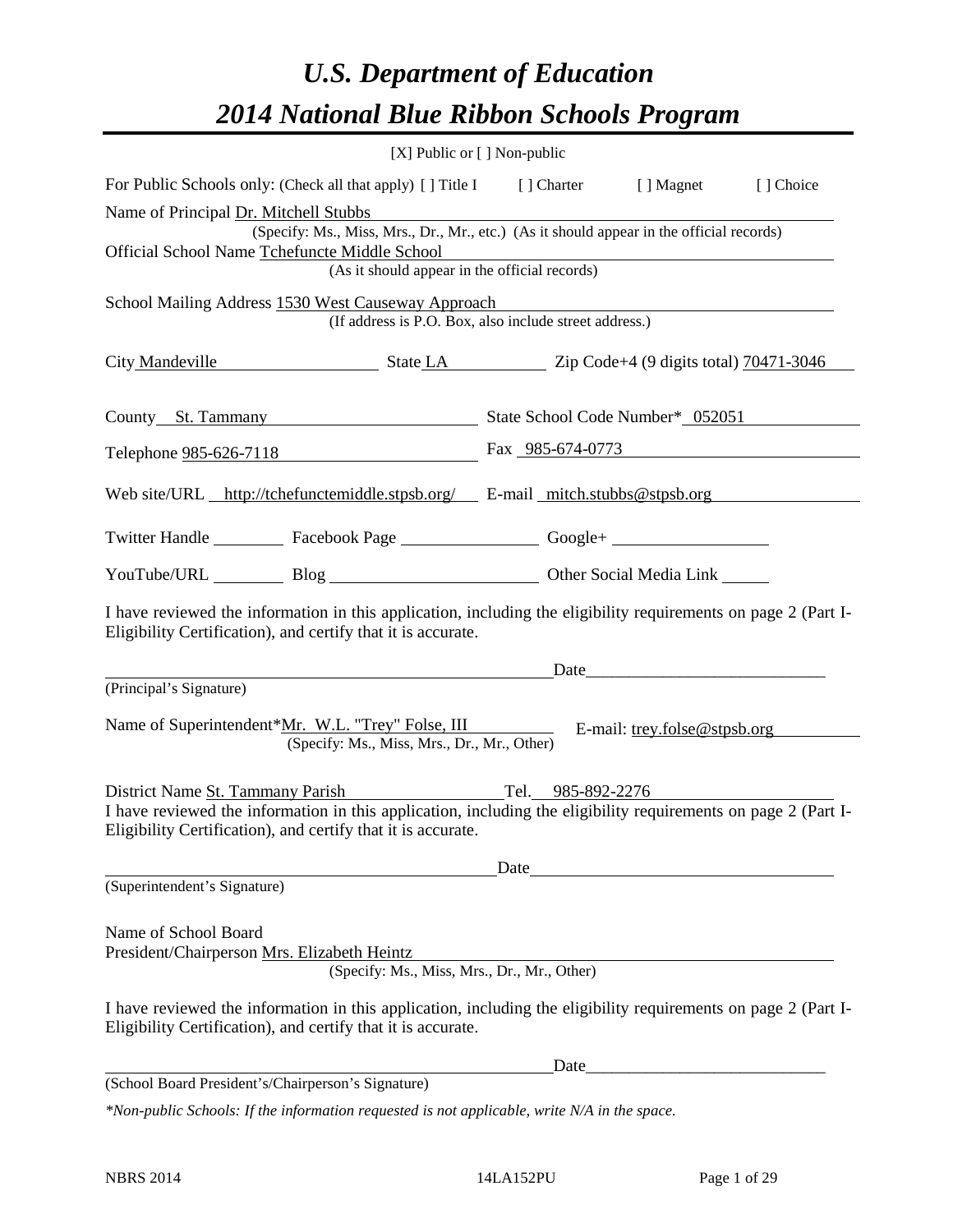# *U.S. Department of Education*

# *2014 National Blue Ribbon Schools Program*

[X] Public or [ ] Non-public

For Public Schools only: (Check all that apply) [ ] Title I [ ] Charter [ ] Magnet [ ] Choice

Name of Principal Dr. Mitchell Stubbs
(Specify: Ms., Miss, Mrs., Dr., Mr., etc.) (As it should appear in the official records)

Official School Name Tchefuncte Middle School
(As it should appear in the official records)

School Mailing Address 1530 West Causeway Approach
(If address is P.O. Box, also include street address.)

City Mandeville State LA Zip Code+4 (9 digits total) 70471-3046

County St. Tammany State School Code Number* 052051

Telephone 985-626-7118 Fax 985-674-0773

Web site/URL http://tchefunctemiddle.stpsb.org/ E-mail mitch.stubbs@stpsb.org

Twitter Handle ________ Facebook Page ________ Google+ ________

YouTube/URL ________ Blog ________ Other Social Media Link ________

I have reviewed the information in this application, including the eligibility requirements on page 2 (Part I-Eligibility Certification), and certify that it is accurate.

_________________________________ Date_________________
(Principal's Signature)

Name of Superintendent* Mr. W.L. "Trey" Folse, III E-mail: trey.folse@stpsb.org
(Specify: Ms., Miss, Mrs., Dr., Mr., Other)

District Name St. Tammany Parish Tel. 985-892-2276

I have reviewed the information in this application, including the eligibility requirements on page 2 (Part I-Eligibility Certification), and certify that it is accurate.

_________________________________ Date_________________
(Superintendent's Signature)

Name of School Board
President/Chairperson Mrs. Elizabeth Heintz
(Specify: Ms., Miss, Mrs., Dr., Mr., Other)

I have reviewed the information in this application, including the eligibility requirements on page 2 (Part I-Eligibility Certification), and certify that it is accurate.

_________________________________ Date_________________
(School Board President's/Chairperson's Signature)

*\*Non-public Schools: If the information requested is not applicable, write N/A in the space.*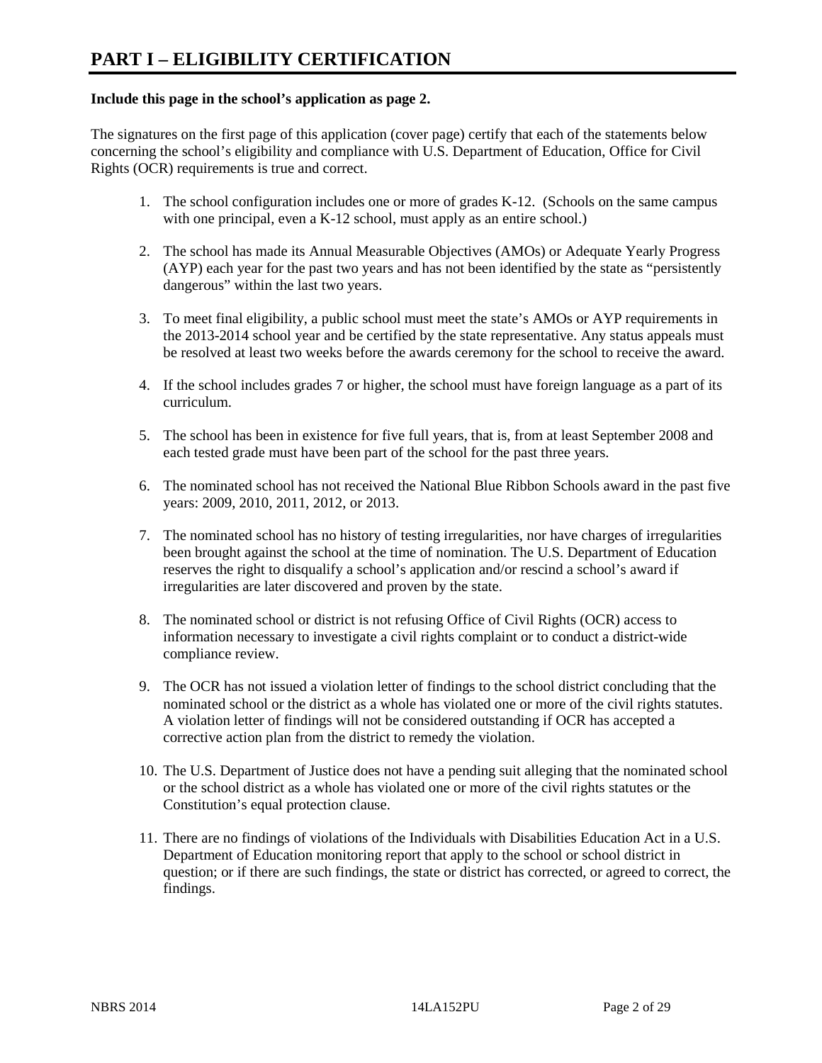# PART I – ELIGIBILITY CERTIFICATION

**Include this page in the school's application as page 2.**

The signatures on the first page of this application (cover page) certify that each of the statements below concerning the school's eligibility and compliance with U.S. Department of Education, Office for Civil Rights (OCR) requirements is true and correct.

1. The school configuration includes one or more of grades K-12. (Schools on the same campus with one principal, even a K-12 school, must apply as an entire school.)

2. The school has made its Annual Measurable Objectives (AMOs) or Adequate Yearly Progress (AYP) each year for the past two years and has not been identified by the state as "persistently dangerous" within the last two years.

3. To meet final eligibility, a public school must meet the state's AMOs or AYP requirements in the 2013-2014 school year and be certified by the state representative. Any status appeals must be resolved at least two weeks before the awards ceremony for the school to receive the award.

4. If the school includes grades 7 or higher, the school must have foreign language as a part of its curriculum.

5. The school has been in existence for five full years, that is, from at least September 2008 and each tested grade must have been part of the school for the past three years.

6. The nominated school has not received the National Blue Ribbon Schools award in the past five years: 2009, 2010, 2011, 2012, or 2013.

7. The nominated school has no history of testing irregularities, nor have charges of irregularities been brought against the school at the time of nomination. The U.S. Department of Education reserves the right to disqualify a school's application and/or rescind a school's award if irregularities are later discovered and proven by the state.

8. The nominated school or district is not refusing Office of Civil Rights (OCR) access to information necessary to investigate a civil rights complaint or to conduct a district-wide compliance review.

9. The OCR has not issued a violation letter of findings to the school district concluding that the nominated school or the district as a whole has violated one or more of the civil rights statutes. A violation letter of findings will not be considered outstanding if OCR has accepted a corrective action plan from the district to remedy the violation.

10. The U.S. Department of Justice does not have a pending suit alleging that the nominated school or the school district as a whole has violated one or more of the civil rights statutes or the Constitution's equal protection clause.

11. There are no findings of violations of the Individuals with Disabilities Education Act in a U.S. Department of Education monitoring report that apply to the school or school district in question; or if there are such findings, the state or district has corrected, or agreed to correct, the findings.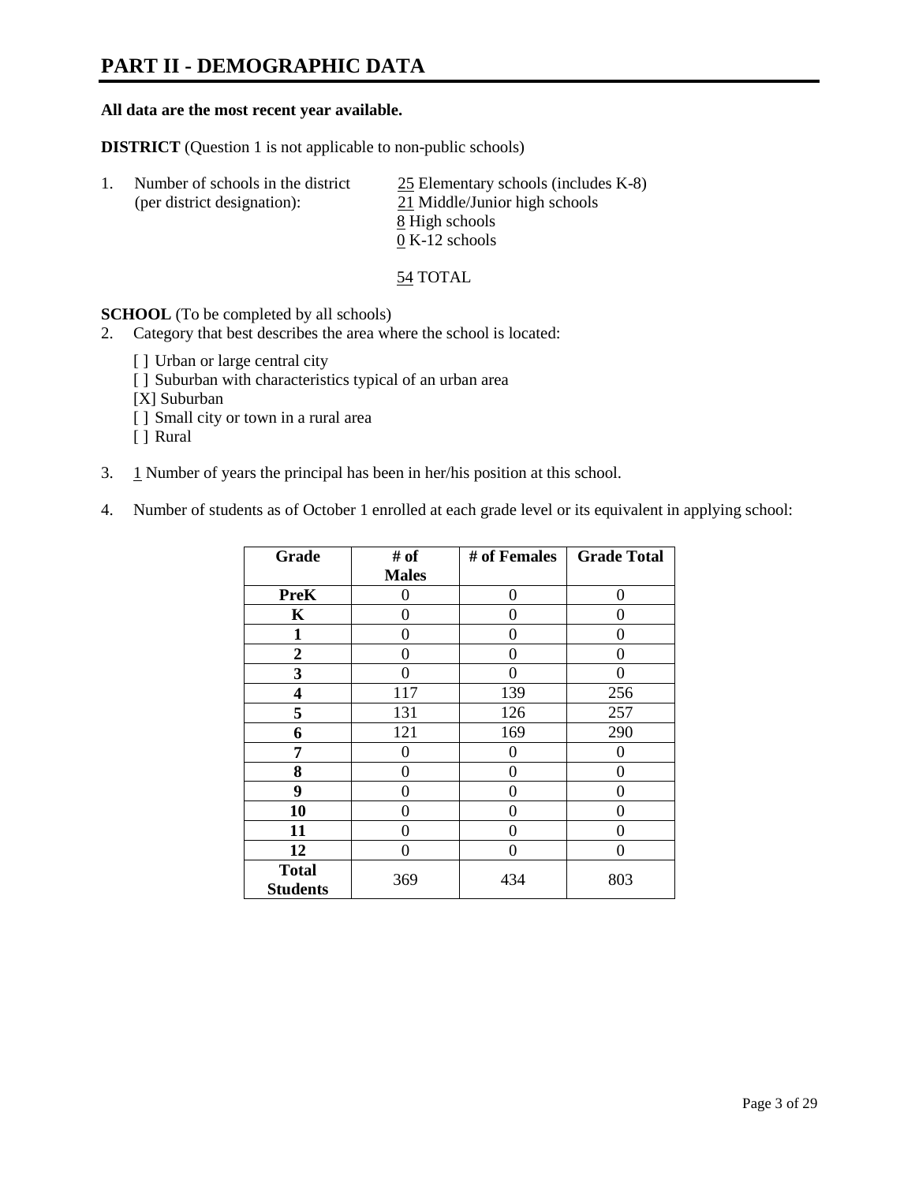# PART II - DEMOGRAPHIC DATA

**All data are the most recent year available.**

**DISTRICT** (Question 1 is not applicable to non-public schools)

1. Number of schools in the district (per district designation):
   - 25 Elementary schools (includes K-8)
   - 21 Middle/Junior high schools
   - 8 High schools
   - 0 K-12 schools

   54 TOTAL

**SCHOOL** (To be completed by all schools)

2. Category that best describes the area where the school is located:

   [ ] Urban or large central city
   [ ] Suburban with characteristics typical of an urban area
   [X] Suburban
   [ ] Small city or town in a rural area
   [ ] Rural

3. 1 Number of years the principal has been in her/his position at this school.

4. Number of students as of October 1 enrolled at each grade level or its equivalent in applying school:

| Grade | # of Males | # of Females | Grade Total |
|---|---|---|---|
| **PreK** | 0 | 0 | 0 |
| **K** | 0 | 0 | 0 |
| **1** | 0 | 0 | 0 |
| **2** | 0 | 0 | 0 |
| **3** | 0 | 0 | 0 |
| **4** | 117 | 139 | 256 |
| **5** | 131 | 126 | 257 |
| **6** | 121 | 169 | 290 |
| **7** | 0 | 0 | 0 |
| **8** | 0 | 0 | 0 |
| **9** | 0 | 0 | 0 |
| **10** | 0 | 0 | 0 |
| **11** | 0 | 0 | 0 |
| **12** | 0 | 0 | 0 |
| **Total Students** | 369 | 434 | 803 |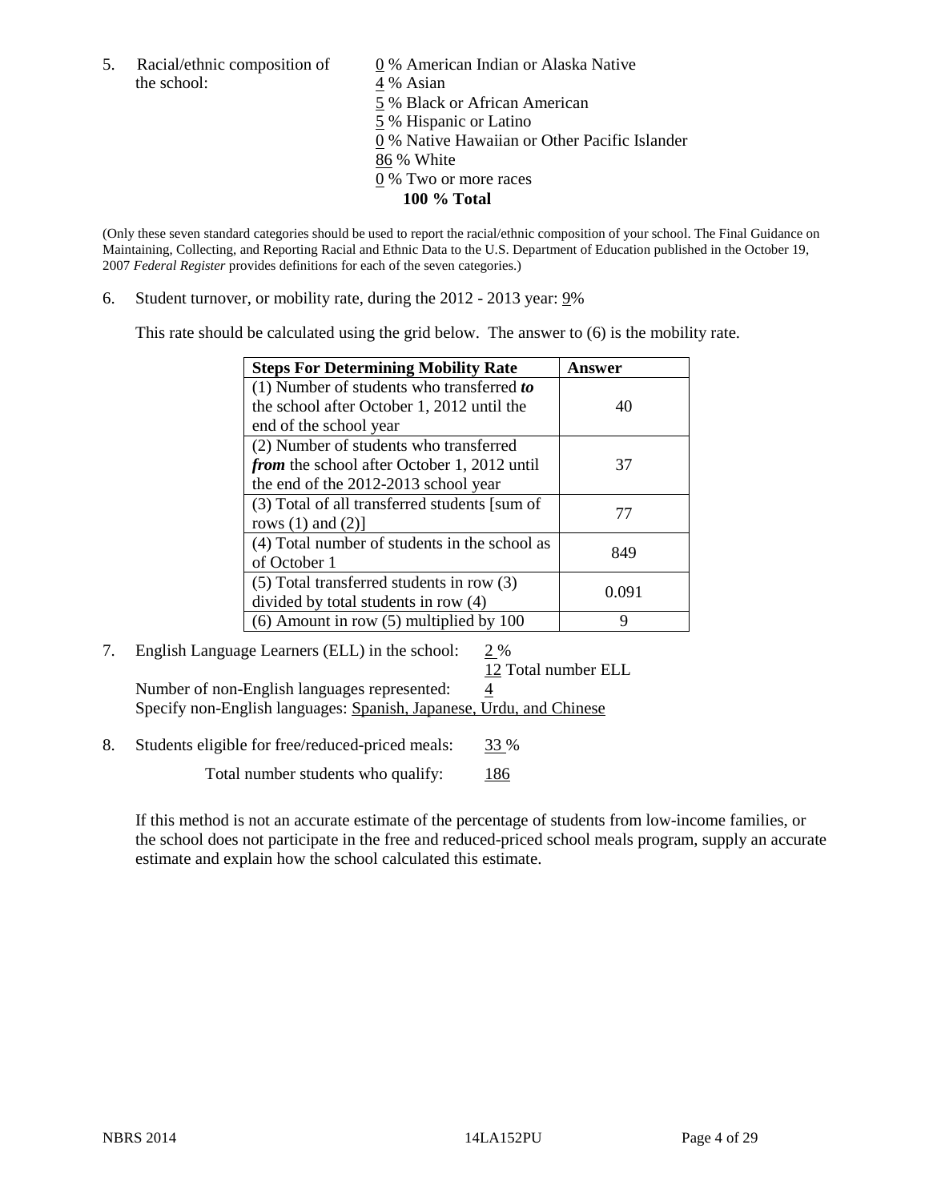5. Racial/ethnic composition of the school:

0 % American Indian or Alaska Native
4 % Asian
5 % Black or African American
5 % Hispanic or Latino
0 % Native Hawaiian or Other Pacific Islander
86 % White
0 % Two or more races
**100 % Total**

(Only these seven standard categories should be used to report the racial/ethnic composition of your school. The Final Guidance on Maintaining, Collecting, and Reporting Racial and Ethnic Data to the U.S. Department of Education published in the October 19, 2007 *Federal Register* provides definitions for each of the seven categories.)

6. Student turnover, or mobility rate, during the 2012 - 2013 year: 9%

This rate should be calculated using the grid below. The answer to (6) is the mobility rate.

| **Steps For Determining Mobility Rate** | **Answer** |
|---|---|
| (1) Number of students who transferred ***to*** the school after October 1, 2012 until the end of the school year | 40 |
| (2) Number of students who transferred ***from*** the school after October 1, 2012 until the end of the 2012-2013 school year | 37 |
| (3) Total of all transferred students [sum of rows (1) and (2)] | 77 |
| (4) Total number of students in the school as of October 1 | 849 |
| (5) Total transferred students in row (3) divided by total students in row (4) | 0.091 |
| (6) Amount in row (5) multiplied by 100 | 9 |

7. English Language Learners (ELL) in the school: 2 %
12 Total number ELL
Number of non-English languages represented: 4
Specify non-English languages: Spanish, Japanese, Urdu, and Chinese

8. Students eligible for free/reduced-priced meals: 33 %
Total number students who qualify: 186

If this method is not an accurate estimate of the percentage of students from low-income families, or the school does not participate in the free and reduced-priced school meals program, supply an accurate estimate and explain how the school calculated this estimate.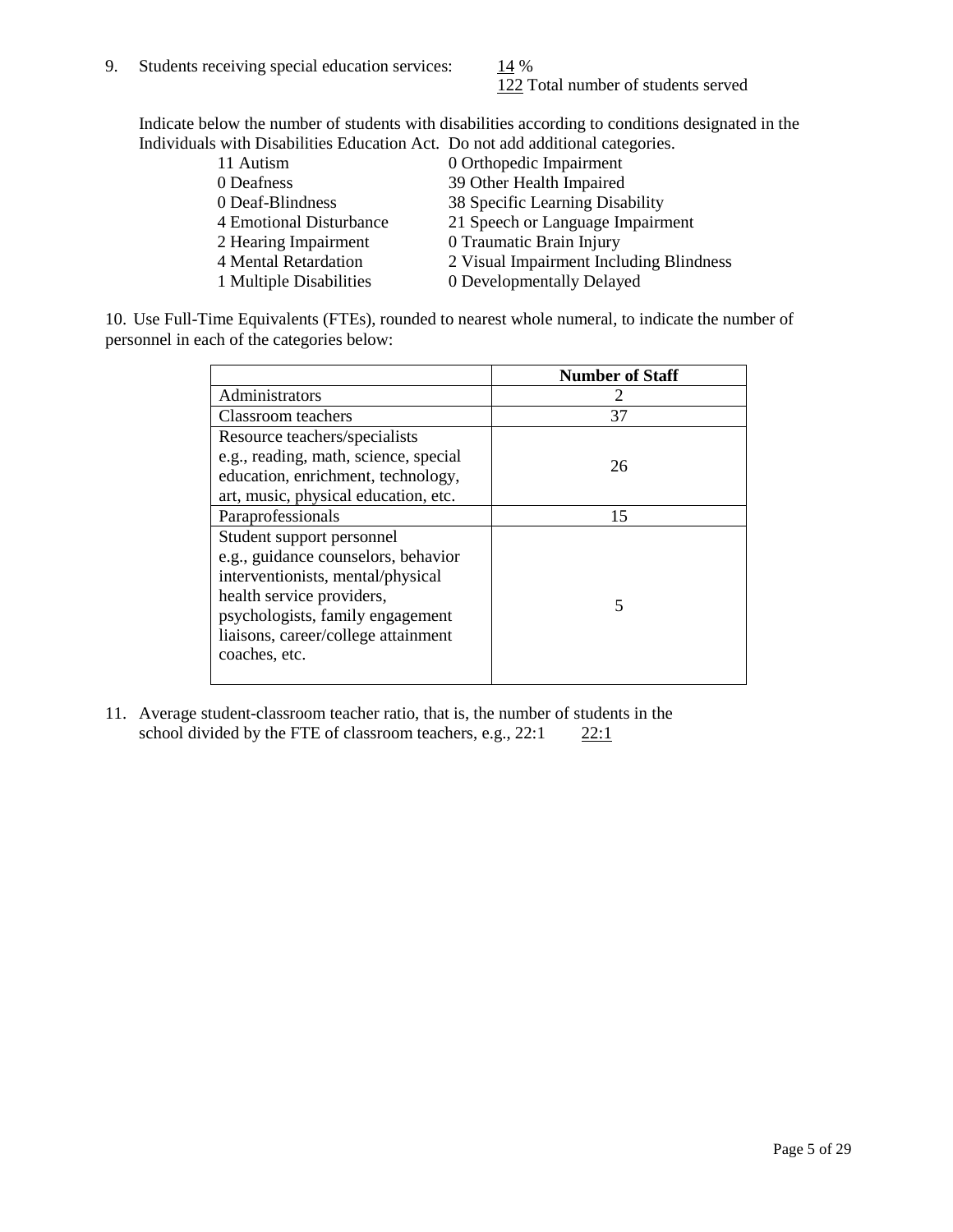9. Students receiving special education services: 14 %
   122 Total number of students served

Indicate below the number of students with disabilities according to conditions designated in the Individuals with Disabilities Education Act. Do not add additional categories.

| | |
|---|---|
| 11 Autism | 0 Orthopedic Impairment |
| 0 Deafness | 39 Other Health Impaired |
| 0 Deaf-Blindness | 38 Specific Learning Disability |
| 4 Emotional Disturbance | 21 Speech or Language Impairment |
| 2 Hearing Impairment | 0 Traumatic Brain Injury |
| 4 Mental Retardation | 2 Visual Impairment Including Blindness |
| 1 Multiple Disabilities | 0 Developmentally Delayed |

10. Use Full-Time Equivalents (FTEs), rounded to nearest whole numeral, to indicate the number of personnel in each of the categories below:

| | Number of Staff |
|---|---|
| Administrators | 2 |
| Classroom teachers | 37 |
| Resource teachers/specialists e.g., reading, math, science, special education, enrichment, technology, art, music, physical education, etc. | 26 |
| Paraprofessionals | 15 |
| Student support personnel e.g., guidance counselors, behavior interventionists, mental/physical health service providers, psychologists, family engagement liaisons, career/college attainment coaches, etc. | 5 |

11. Average student-classroom teacher ratio, that is, the number of students in the school divided by the FTE of classroom teachers, e.g., 22:1 22:1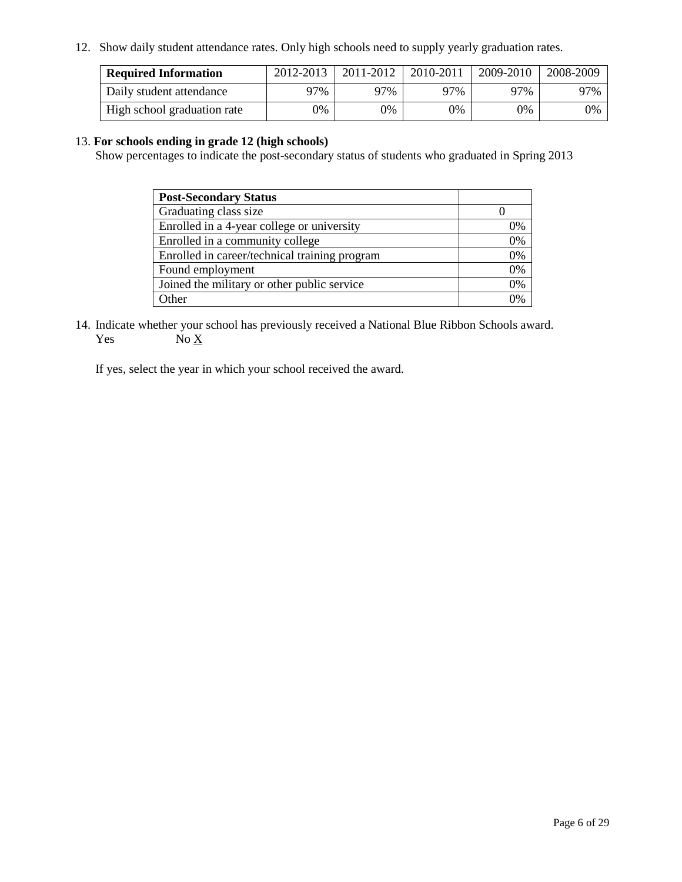12. Show daily student attendance rates. Only high schools need to supply yearly graduation rates.

| Required Information | 2012-2013 | 2011-2012 | 2010-2011 | 2009-2010 | 2008-2009 |
|---|---|---|---|---|---|
| Daily student attendance | 97% | 97% | 97% | 97% | 97% |
| High school graduation rate | 0% | 0% | 0% | 0% | 0% |

13. **For schools ending in grade 12 (high schools)**

Show percentages to indicate the post-secondary status of students who graduated in Spring 2013

| Post-Secondary Status | |
|---|---|
| Graduating class size | 0 |
| Enrolled in a 4-year college or university | 0% |
| Enrolled in a community college | 0% |
| Enrolled in career/technical training program | 0% |
| Found employment | 0% |
| Joined the military or other public service | 0% |
| Other | 0% |

14. Indicate whether your school has previously received a National Blue Ribbon Schools award.

Yes No X

If yes, select the year in which your school received the award.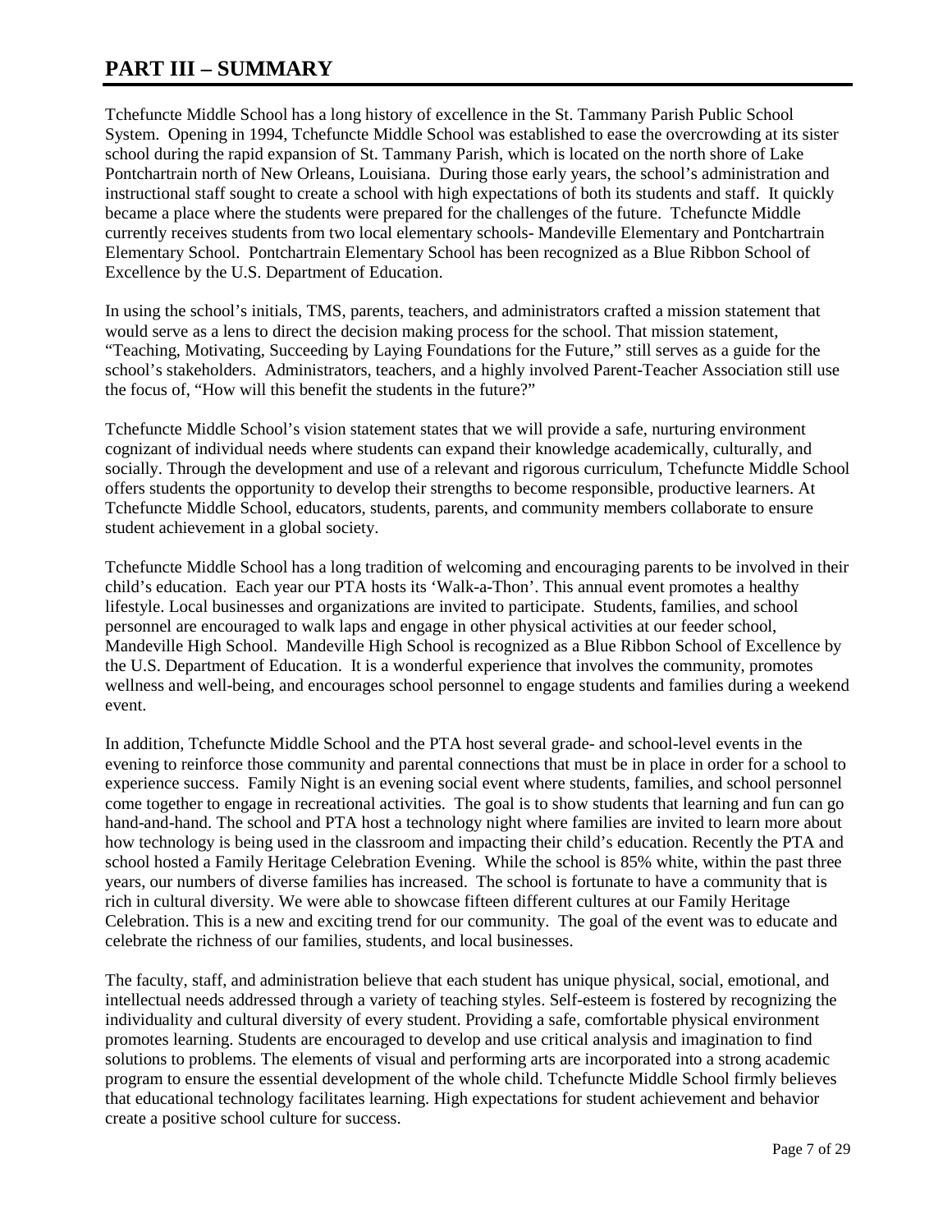# PART III – SUMMARY

Tchefuncte Middle School has a long history of excellence in the St. Tammany Parish Public School System. Opening in 1994, Tchefuncte Middle School was established to ease the overcrowding at its sister school during the rapid expansion of St. Tammany Parish, which is located on the north shore of Lake Pontchartrain north of New Orleans, Louisiana. During those early years, the school's administration and instructional staff sought to create a school with high expectations of both its students and staff. It quickly became a place where the students were prepared for the challenges of the future. Tchefuncte Middle currently receives students from two local elementary schools- Mandeville Elementary and Pontchartrain Elementary School. Pontchartrain Elementary School has been recognized as a Blue Ribbon School of Excellence by the U.S. Department of Education.

In using the school's initials, TMS, parents, teachers, and administrators crafted a mission statement that would serve as a lens to direct the decision making process for the school. That mission statement, "Teaching, Motivating, Succeeding by Laying Foundations for the Future," still serves as a guide for the school's stakeholders. Administrators, teachers, and a highly involved Parent-Teacher Association still use the focus of, "How will this benefit the students in the future?"

Tchefuncte Middle School's vision statement states that we will provide a safe, nurturing environment cognizant of individual needs where students can expand their knowledge academically, culturally, and socially. Through the development and use of a relevant and rigorous curriculum, Tchefuncte Middle School offers students the opportunity to develop their strengths to become responsible, productive learners. At Tchefuncte Middle School, educators, students, parents, and community members collaborate to ensure student achievement in a global society.

Tchefuncte Middle School has a long tradition of welcoming and encouraging parents to be involved in their child's education. Each year our PTA hosts its 'Walk-a-Thon'. This annual event promotes a healthy lifestyle. Local businesses and organizations are invited to participate. Students, families, and school personnel are encouraged to walk laps and engage in other physical activities at our feeder school, Mandeville High School. Mandeville High School is recognized as a Blue Ribbon School of Excellence by the U.S. Department of Education. It is a wonderful experience that involves the community, promotes wellness and well-being, and encourages school personnel to engage students and families during a weekend event.

In addition, Tchefuncte Middle School and the PTA host several grade- and school-level events in the evening to reinforce those community and parental connections that must be in place in order for a school to experience success. Family Night is an evening social event where students, families, and school personnel come together to engage in recreational activities. The goal is to show students that learning and fun can go hand-and-hand. The school and PTA host a technology night where families are invited to learn more about how technology is being used in the classroom and impacting their child's education. Recently the PTA and school hosted a Family Heritage Celebration Evening. While the school is 85% white, within the past three years, our numbers of diverse families has increased. The school is fortunate to have a community that is rich in cultural diversity. We were able to showcase fifteen different cultures at our Family Heritage Celebration. This is a new and exciting trend for our community. The goal of the event was to educate and celebrate the richness of our families, students, and local businesses.

The faculty, staff, and administration believe that each student has unique physical, social, emotional, and intellectual needs addressed through a variety of teaching styles. Self-esteem is fostered by recognizing the individuality and cultural diversity of every student. Providing a safe, comfortable physical environment promotes learning. Students are encouraged to develop and use critical analysis and imagination to find solutions to problems. The elements of visual and performing arts are incorporated into a strong academic program to ensure the essential development of the whole child. Tchefuncte Middle School firmly believes that educational technology facilitates learning. High expectations for student achievement and behavior create a positive school culture for success.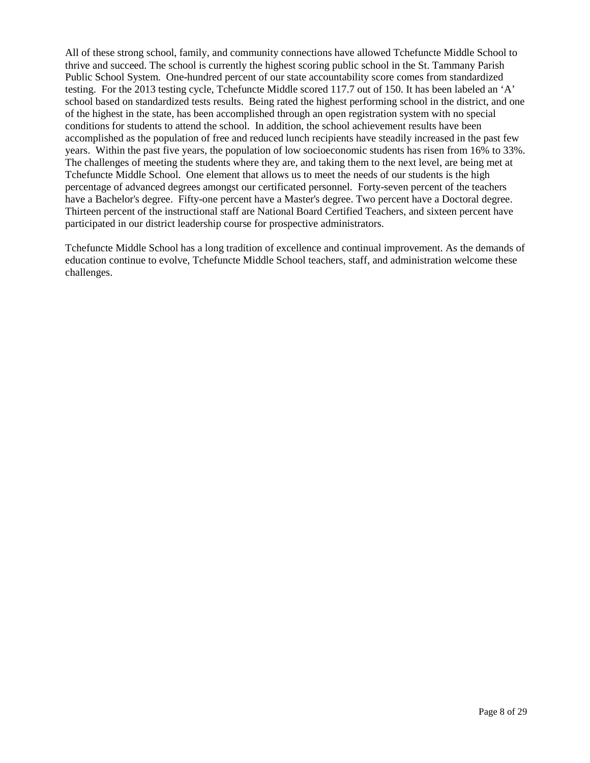All of these strong school, family, and community connections have allowed Tchefuncte Middle School to thrive and succeed. The school is currently the highest scoring public school in the St. Tammany Parish Public School System. One-hundred percent of our state accountability score comes from standardized testing. For the 2013 testing cycle, Tchefuncte Middle scored 117.7 out of 150. It has been labeled an 'A' school based on standardized tests results. Being rated the highest performing school in the district, and one of the highest in the state, has been accomplished through an open registration system with no special conditions for students to attend the school. In addition, the school achievement results have been accomplished as the population of free and reduced lunch recipients have steadily increased in the past few years. Within the past five years, the population of low socioeconomic students has risen from 16% to 33%. The challenges of meeting the students where they are, and taking them to the next level, are being met at Tchefuncte Middle School. One element that allows us to meet the needs of our students is the high percentage of advanced degrees amongst our certificated personnel. Forty-seven percent of the teachers have a Bachelor's degree. Fifty-one percent have a Master's degree. Two percent have a Doctoral degree. Thirteen percent of the instructional staff are National Board Certified Teachers, and sixteen percent have participated in our district leadership course for prospective administrators.

Tchefuncte Middle School has a long tradition of excellence and continual improvement. As the demands of education continue to evolve, Tchefuncte Middle School teachers, staff, and administration welcome these challenges.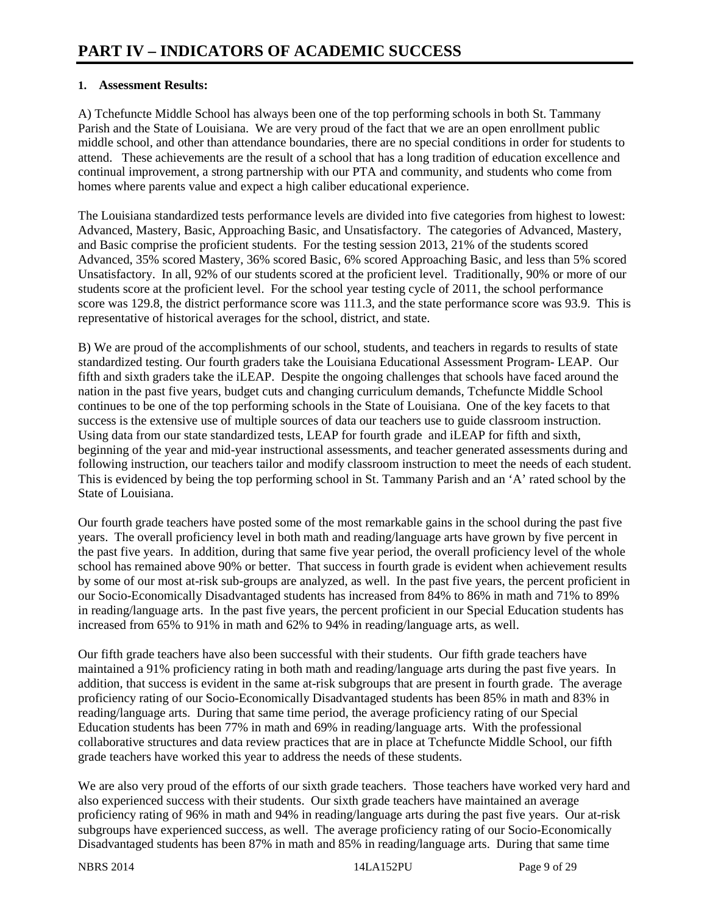# PART IV – INDICATORS OF ACADEMIC SUCCESS

**1. Assessment Results:**

A) Tchefuncte Middle School has always been one of the top performing schools in both St. Tammany Parish and the State of Louisiana. We are very proud of the fact that we are an open enrollment public middle school, and other than attendance boundaries, there are no special conditions in order for students to attend. These achievements are the result of a school that has a long tradition of education excellence and continual improvement, a strong partnership with our PTA and community, and students who come from homes where parents value and expect a high caliber educational experience.

The Louisiana standardized tests performance levels are divided into five categories from highest to lowest: Advanced, Mastery, Basic, Approaching Basic, and Unsatisfactory. The categories of Advanced, Mastery, and Basic comprise the proficient students. For the testing session 2013, 21% of the students scored Advanced, 35% scored Mastery, 36% scored Basic, 6% scored Approaching Basic, and less than 5% scored Unsatisfactory. In all, 92% of our students scored at the proficient level. Traditionally, 90% or more of our students score at the proficient level. For the school year testing cycle of 2011, the school performance score was 129.8, the district performance score was 111.3, and the state performance score was 93.9. This is representative of historical averages for the school, district, and state.

B) We are proud of the accomplishments of our school, students, and teachers in regards to results of state standardized testing. Our fourth graders take the Louisiana Educational Assessment Program- LEAP. Our fifth and sixth graders take the iLEAP. Despite the ongoing challenges that schools have faced around the nation in the past five years, budget cuts and changing curriculum demands, Tchefuncte Middle School continues to be one of the top performing schools in the State of Louisiana. One of the key facets to that success is the extensive use of multiple sources of data our teachers use to guide classroom instruction. Using data from our state standardized tests, LEAP for fourth grade and iLEAP for fifth and sixth, beginning of the year and mid-year instructional assessments, and teacher generated assessments during and following instruction, our teachers tailor and modify classroom instruction to meet the needs of each student. This is evidenced by being the top performing school in St. Tammany Parish and an 'A' rated school by the State of Louisiana.

Our fourth grade teachers have posted some of the most remarkable gains in the school during the past five years. The overall proficiency level in both math and reading/language arts have grown by five percent in the past five years. In addition, during that same five year period, the overall proficiency level of the whole school has remained above 90% or better. That success in fourth grade is evident when achievement results by some of our most at-risk sub-groups are analyzed, as well. In the past five years, the percent proficient in our Socio-Economically Disadvantaged students has increased from 84% to 86% in math and 71% to 89% in reading/language arts. In the past five years, the percent proficient in our Special Education students has increased from 65% to 91% in math and 62% to 94% in reading/language arts, as well.

Our fifth grade teachers have also been successful with their students. Our fifth grade teachers have maintained a 91% proficiency rating in both math and reading/language arts during the past five years. In addition, that success is evident in the same at-risk subgroups that are present in fourth grade. The average proficiency rating of our Socio-Economically Disadvantaged students has been 85% in math and 83% in reading/language arts. During that same time period, the average proficiency rating of our Special Education students has been 77% in math and 69% in reading/language arts. With the professional collaborative structures and data review practices that are in place at Tchefuncte Middle School, our fifth grade teachers have worked this year to address the needs of these students.

We are also very proud of the efforts of our sixth grade teachers. Those teachers have worked very hard and also experienced success with their students. Our sixth grade teachers have maintained an average proficiency rating of 96% in math and 94% in reading/language arts during the past five years. Our at-risk subgroups have experienced success, as well. The average proficiency rating of our Socio-Economically Disadvantaged students has been 87% in math and 85% in reading/language arts. During that same time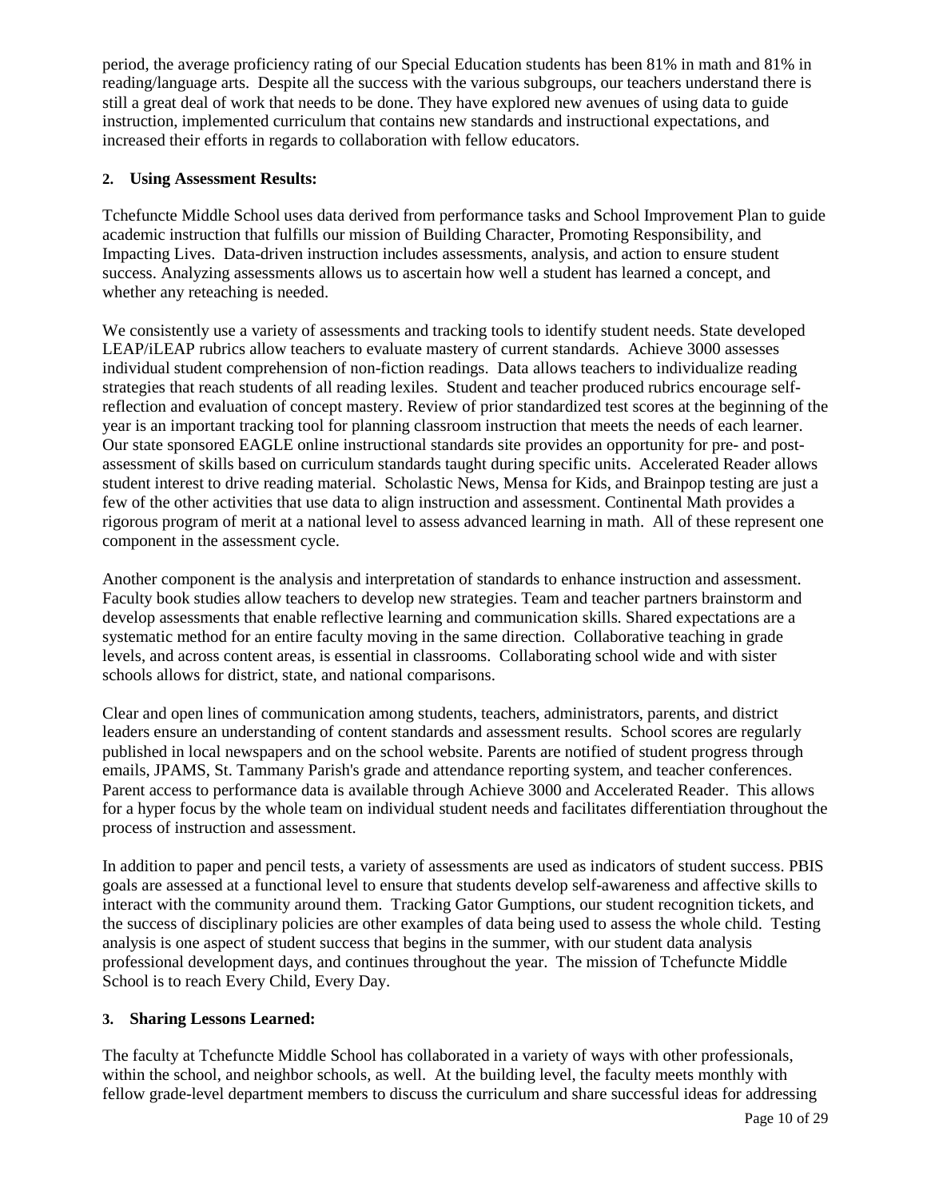period, the average proficiency rating of our Special Education students has been 81% in math and 81% in reading/language arts. Despite all the success with the various subgroups, our teachers understand there is still a great deal of work that needs to be done. They have explored new avenues of using data to guide instruction, implemented curriculum that contains new standards and instructional expectations, and increased their efforts in regards to collaboration with fellow educators.

**2. Using Assessment Results:**

Tchefuncte Middle School uses data derived from performance tasks and School Improvement Plan to guide academic instruction that fulfills our mission of Building Character, Promoting Responsibility, and Impacting Lives. Data-driven instruction includes assessments, analysis, and action to ensure student success. Analyzing assessments allows us to ascertain how well a student has learned a concept, and whether any reteaching is needed.

We consistently use a variety of assessments and tracking tools to identify student needs. State developed LEAP/iLEAP rubrics allow teachers to evaluate mastery of current standards. Achieve 3000 assesses individual student comprehension of non-fiction readings. Data allows teachers to individualize reading strategies that reach students of all reading lexiles. Student and teacher produced rubrics encourage self-reflection and evaluation of concept mastery. Review of prior standardized test scores at the beginning of the year is an important tracking tool for planning classroom instruction that meets the needs of each learner. Our state sponsored EAGLE online instructional standards site provides an opportunity for pre- and post-assessment of skills based on curriculum standards taught during specific units. Accelerated Reader allows student interest to drive reading material. Scholastic News, Mensa for Kids, and Brainpop testing are just a few of the other activities that use data to align instruction and assessment. Continental Math provides a rigorous program of merit at a national level to assess advanced learning in math. All of these represent one component in the assessment cycle.

Another component is the analysis and interpretation of standards to enhance instruction and assessment. Faculty book studies allow teachers to develop new strategies. Team and teacher partners brainstorm and develop assessments that enable reflective learning and communication skills. Shared expectations are a systematic method for an entire faculty moving in the same direction. Collaborative teaching in grade levels, and across content areas, is essential in classrooms. Collaborating school wide and with sister schools allows for district, state, and national comparisons.

Clear and open lines of communication among students, teachers, administrators, parents, and district leaders ensure an understanding of content standards and assessment results. School scores are regularly published in local newspapers and on the school website. Parents are notified of student progress through emails, JPAMS, St. Tammany Parish's grade and attendance reporting system, and teacher conferences. Parent access to performance data is available through Achieve 3000 and Accelerated Reader. This allows for a hyper focus by the whole team on individual student needs and facilitates differentiation throughout the process of instruction and assessment.

In addition to paper and pencil tests, a variety of assessments are used as indicators of student success. PBIS goals are assessed at a functional level to ensure that students develop self-awareness and affective skills to interact with the community around them. Tracking Gator Gumptions, our student recognition tickets, and the success of disciplinary policies are other examples of data being used to assess the whole child. Testing analysis is one aspect of student success that begins in the summer, with our student data analysis professional development days, and continues throughout the year. The mission of Tchefuncte Middle School is to reach Every Child, Every Day.

**3. Sharing Lessons Learned:**

The faculty at Tchefuncte Middle School has collaborated in a variety of ways with other professionals, within the school, and neighbor schools, as well. At the building level, the faculty meets monthly with fellow grade-level department members to discuss the curriculum and share successful ideas for addressing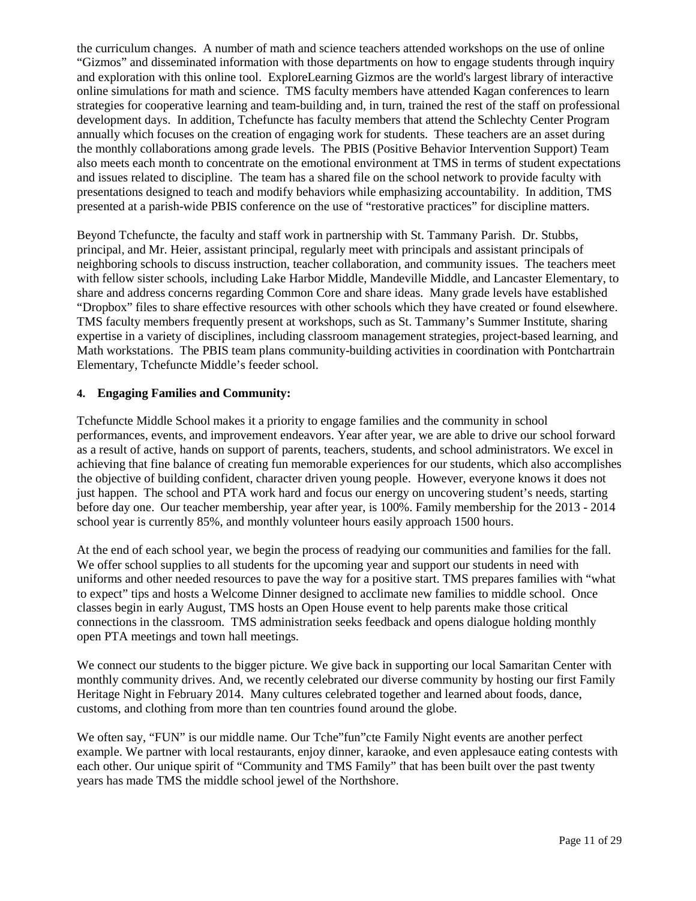the curriculum changes. A number of math and science teachers attended workshops on the use of online "Gizmos" and disseminated information with those departments on how to engage students through inquiry and exploration with this online tool. ExploreLearning Gizmos are the world's largest library of interactive online simulations for math and science. TMS faculty members have attended Kagan conferences to learn strategies for cooperative learning and team-building and, in turn, trained the rest of the staff on professional development days. In addition, Tchefuncte has faculty members that attend the Schlechty Center Program annually which focuses on the creation of engaging work for students. These teachers are an asset during the monthly collaborations among grade levels. The PBIS (Positive Behavior Intervention Support) Team also meets each month to concentrate on the emotional environment at TMS in terms of student expectations and issues related to discipline. The team has a shared file on the school network to provide faculty with presentations designed to teach and modify behaviors while emphasizing accountability. In addition, TMS presented at a parish-wide PBIS conference on the use of "restorative practices" for discipline matters.

Beyond Tchefuncte, the faculty and staff work in partnership with St. Tammany Parish. Dr. Stubbs, principal, and Mr. Heier, assistant principal, regularly meet with principals and assistant principals of neighboring schools to discuss instruction, teacher collaboration, and community issues. The teachers meet with fellow sister schools, including Lake Harbor Middle, Mandeville Middle, and Lancaster Elementary, to share and address concerns regarding Common Core and share ideas. Many grade levels have established "Dropbox" files to share effective resources with other schools which they have created or found elsewhere. TMS faculty members frequently present at workshops, such as St. Tammany's Summer Institute, sharing expertise in a variety of disciplines, including classroom management strategies, project-based learning, and Math workstations. The PBIS team plans community-building activities in coordination with Pontchartrain Elementary, Tchefuncte Middle's feeder school.

#### 4. Engaging Families and Community:

Tchefuncte Middle School makes it a priority to engage families and the community in school performances, events, and improvement endeavors. Year after year, we are able to drive our school forward as a result of active, hands on support of parents, teachers, students, and school administrators. We excel in achieving that fine balance of creating fun memorable experiences for our students, which also accomplishes the objective of building confident, character driven young people. However, everyone knows it does not just happen. The school and PTA work hard and focus our energy on uncovering student's needs, starting before day one. Our teacher membership, year after year, is 100%. Family membership for the 2013 - 2014 school year is currently 85%, and monthly volunteer hours easily approach 1500 hours.

At the end of each school year, we begin the process of readying our communities and families for the fall. We offer school supplies to all students for the upcoming year and support our students in need with uniforms and other needed resources to pave the way for a positive start. TMS prepares families with "what to expect" tips and hosts a Welcome Dinner designed to acclimate new families to middle school. Once classes begin in early August, TMS hosts an Open House event to help parents make those critical connections in the classroom. TMS administration seeks feedback and opens dialogue holding monthly open PTA meetings and town hall meetings.

We connect our students to the bigger picture. We give back in supporting our local Samaritan Center with monthly community drives. And, we recently celebrated our diverse community by hosting our first Family Heritage Night in February 2014. Many cultures celebrated together and learned about foods, dance, customs, and clothing from more than ten countries found around the globe.

We often say, "FUN" is our middle name. Our Tche"fun"cte Family Night events are another perfect example. We partner with local restaurants, enjoy dinner, karaoke, and even applesauce eating contests with each other. Our unique spirit of "Community and TMS Family" that has been built over the past twenty years has made TMS the middle school jewel of the Northshore.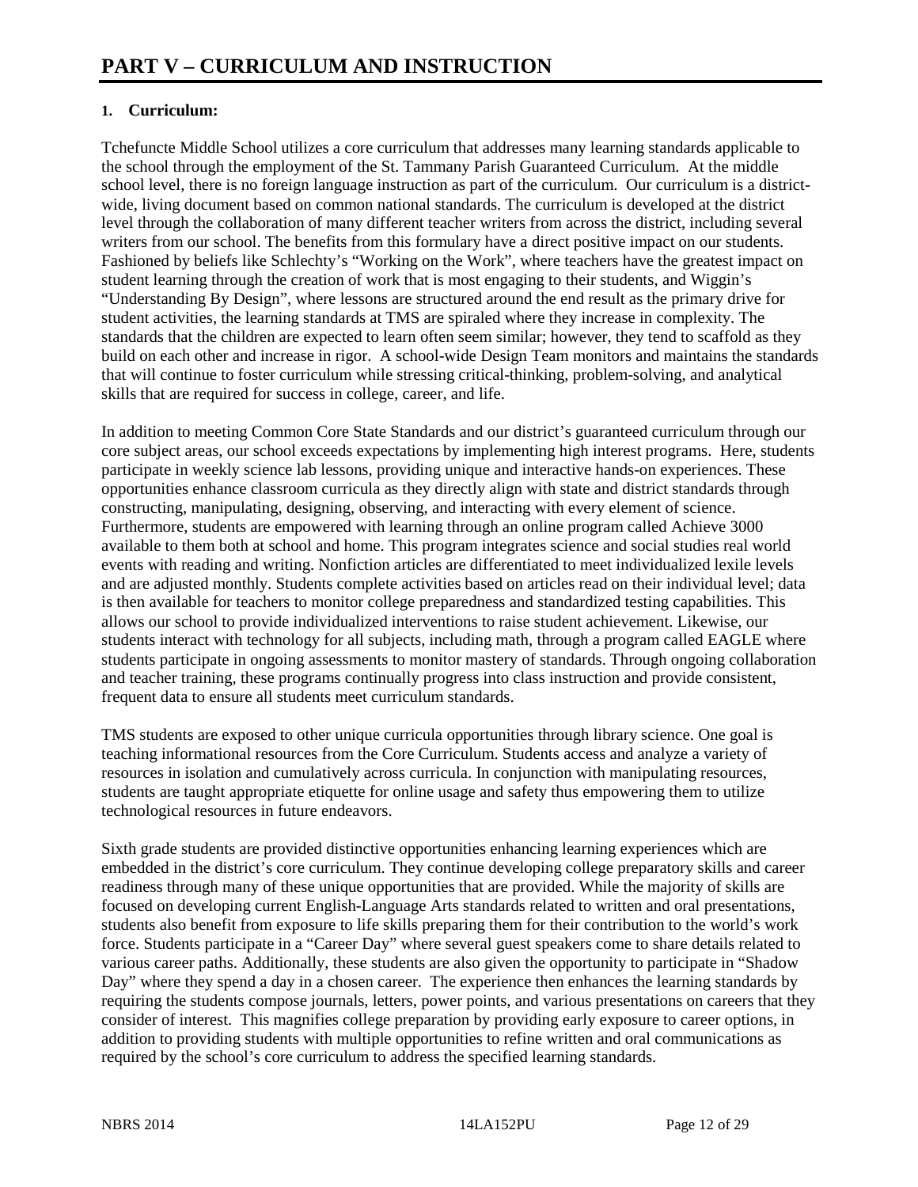# PART V – CURRICULUM AND INSTRUCTION

## 1. Curriculum:

Tchefuncte Middle School utilizes a core curriculum that addresses many learning standards applicable to the school through the employment of the St. Tammany Parish Guaranteed Curriculum. At the middle school level, there is no foreign language instruction as part of the curriculum. Our curriculum is a district-wide, living document based on common national standards. The curriculum is developed at the district level through the collaboration of many different teacher writers from across the district, including several writers from our school. The benefits from this formulary have a direct positive impact on our students. Fashioned by beliefs like Schlechty's "Working on the Work", where teachers have the greatest impact on student learning through the creation of work that is most engaging to their students, and Wiggin's "Understanding By Design", where lessons are structured around the end result as the primary drive for student activities, the learning standards at TMS are spiraled where they increase in complexity. The standards that the children are expected to learn often seem similar; however, they tend to scaffold as they build on each other and increase in rigor. A school-wide Design Team monitors and maintains the standards that will continue to foster curriculum while stressing critical-thinking, problem-solving, and analytical skills that are required for success in college, career, and life.

In addition to meeting Common Core State Standards and our district's guaranteed curriculum through our core subject areas, our school exceeds expectations by implementing high interest programs. Here, students participate in weekly science lab lessons, providing unique and interactive hands-on experiences. These opportunities enhance classroom curricula as they directly align with state and district standards through constructing, manipulating, designing, observing, and interacting with every element of science. Furthermore, students are empowered with learning through an online program called Achieve 3000 available to them both at school and home. This program integrates science and social studies real world events with reading and writing. Nonfiction articles are differentiated to meet individualized lexile levels and are adjusted monthly. Students complete activities based on articles read on their individual level; data is then available for teachers to monitor college preparedness and standardized testing capabilities. This allows our school to provide individualized interventions to raise student achievement. Likewise, our students interact with technology for all subjects, including math, through a program called EAGLE where students participate in ongoing assessments to monitor mastery of standards. Through ongoing collaboration and teacher training, these programs continually progress into class instruction and provide consistent, frequent data to ensure all students meet curriculum standards.

TMS students are exposed to other unique curricula opportunities through library science. One goal is teaching informational resources from the Core Curriculum. Students access and analyze a variety of resources in isolation and cumulatively across curricula. In conjunction with manipulating resources, students are taught appropriate etiquette for online usage and safety thus empowering them to utilize technological resources in future endeavors.

Sixth grade students are provided distinctive opportunities enhancing learning experiences which are embedded in the district's core curriculum. They continue developing college preparatory skills and career readiness through many of these unique opportunities that are provided. While the majority of skills are focused on developing current English-Language Arts standards related to written and oral presentations, students also benefit from exposure to life skills preparing them for their contribution to the world's work force. Students participate in a "Career Day" where several guest speakers come to share details related to various career paths. Additionally, these students are also given the opportunity to participate in "Shadow Day" where they spend a day in a chosen career. The experience then enhances the learning standards by requiring the students compose journals, letters, power points, and various presentations on careers that they consider of interest. This magnifies college preparation by providing early exposure to career options, in addition to providing students with multiple opportunities to refine written and oral communications as required by the school's core curriculum to address the specified learning standards.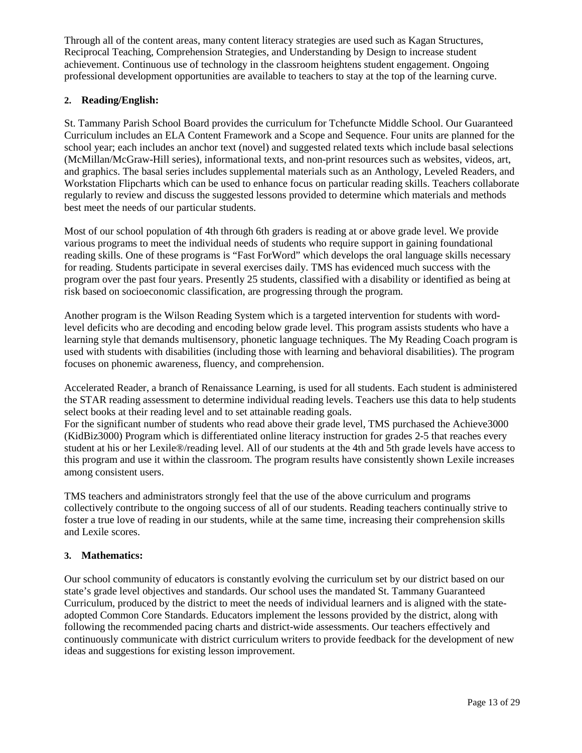Through all of the content areas, many content literacy strategies are used such as Kagan Structures, Reciprocal Teaching, Comprehension Strategies, and Understanding by Design to increase student achievement. Continuous use of technology in the classroom heightens student engagement. Ongoing professional development opportunities are available to teachers to stay at the top of the learning curve.

**2. Reading/English:**

St. Tammany Parish School Board provides the curriculum for Tchefuncte Middle School. Our Guaranteed Curriculum includes an ELA Content Framework and a Scope and Sequence. Four units are planned for the school year; each includes an anchor text (novel) and suggested related texts which include basal selections (McMillan/McGraw-Hill series), informational texts, and non-print resources such as websites, videos, art, and graphics. The basal series includes supplemental materials such as an Anthology, Leveled Readers, and Workstation Flipcharts which can be used to enhance focus on particular reading skills. Teachers collaborate regularly to review and discuss the suggested lessons provided to determine which materials and methods best meet the needs of our particular students.

Most of our school population of 4th through 6th graders is reading at or above grade level. We provide various programs to meet the individual needs of students who require support in gaining foundational reading skills. One of these programs is "Fast ForWord" which develops the oral language skills necessary for reading. Students participate in several exercises daily. TMS has evidenced much success with the program over the past four years. Presently 25 students, classified with a disability or identified as being at risk based on socioeconomic classification, are progressing through the program.

Another program is the Wilson Reading System which is a targeted intervention for students with word-level deficits who are decoding and encoding below grade level. This program assists students who have a learning style that demands multisensory, phonetic language techniques. The My Reading Coach program is used with students with disabilities (including those with learning and behavioral disabilities). The program focuses on phonemic awareness, fluency, and comprehension.

Accelerated Reader, a branch of Renaissance Learning, is used for all students. Each student is administered the STAR reading assessment to determine individual reading levels. Teachers use this data to help students select books at their reading level and to set attainable reading goals.
For the significant number of students who read above their grade level, TMS purchased the Achieve3000 (KidBiz3000) Program which is differentiated online literacy instruction for grades 2-5 that reaches every student at his or her Lexile®/reading level. All of our students at the 4th and 5th grade levels have access to this program and use it within the classroom. The program results have consistently shown Lexile increases among consistent users.

TMS teachers and administrators strongly feel that the use of the above curriculum and programs collectively contribute to the ongoing success of all of our students. Reading teachers continually strive to foster a true love of reading in our students, while at the same time, increasing their comprehension skills and Lexile scores.

**3. Mathematics:**

Our school community of educators is constantly evolving the curriculum set by our district based on our state's grade level objectives and standards. Our school uses the mandated St. Tammany Guaranteed Curriculum, produced by the district to meet the needs of individual learners and is aligned with the state-adopted Common Core Standards. Educators implement the lessons provided by the district, along with following the recommended pacing charts and district-wide assessments. Our teachers effectively and continuously communicate with district curriculum writers to provide feedback for the development of new ideas and suggestions for existing lesson improvement.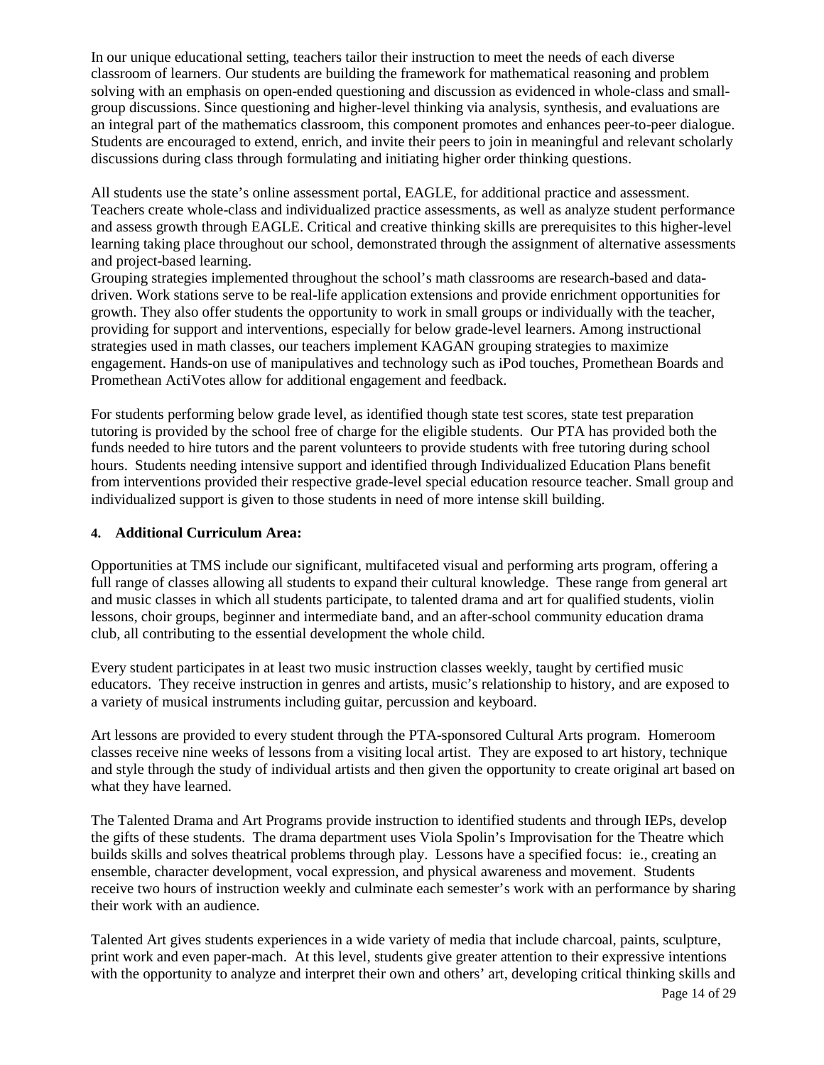In our unique educational setting, teachers tailor their instruction to meet the needs of each diverse classroom of learners. Our students are building the framework for mathematical reasoning and problem solving with an emphasis on open-ended questioning and discussion as evidenced in whole-class and small-group discussions. Since questioning and higher-level thinking via analysis, synthesis, and evaluations are an integral part of the mathematics classroom, this component promotes and enhances peer-to-peer dialogue. Students are encouraged to extend, enrich, and invite their peers to join in meaningful and relevant scholarly discussions during class through formulating and initiating higher order thinking questions.

All students use the state's online assessment portal, EAGLE, for additional practice and assessment. Teachers create whole-class and individualized practice assessments, as well as analyze student performance and assess growth through EAGLE. Critical and creative thinking skills are prerequisites to this higher-level learning taking place throughout our school, demonstrated through the assignment of alternative assessments and project-based learning.

Grouping strategies implemented throughout the school's math classrooms are research-based and data-driven. Work stations serve to be real-life application extensions and provide enrichment opportunities for growth. They also offer students the opportunity to work in small groups or individually with the teacher, providing for support and interventions, especially for below grade-level learners. Among instructional strategies used in math classes, our teachers implement KAGAN grouping strategies to maximize engagement. Hands-on use of manipulatives and technology such as iPod touches, Promethean Boards and Promethean ActiVotes allow for additional engagement and feedback.

For students performing below grade level, as identified though state test scores, state test preparation tutoring is provided by the school free of charge for the eligible students. Our PTA has provided both the funds needed to hire tutors and the parent volunteers to provide students with free tutoring during school hours. Students needing intensive support and identified through Individualized Education Plans benefit from interventions provided their respective grade-level special education resource teacher. Small group and individualized support is given to those students in need of more intense skill building.

**4. Additional Curriculum Area:**

Opportunities at TMS include our significant, multifaceted visual and performing arts program, offering a full range of classes allowing all students to expand their cultural knowledge. These range from general art and music classes in which all students participate, to talented drama and art for qualified students, violin lessons, choir groups, beginner and intermediate band, and an after-school community education drama club, all contributing to the essential development the whole child.

Every student participates in at least two music instruction classes weekly, taught by certified music educators. They receive instruction in genres and artists, music's relationship to history, and are exposed to a variety of musical instruments including guitar, percussion and keyboard.

Art lessons are provided to every student through the PTA-sponsored Cultural Arts program. Homeroom classes receive nine weeks of lessons from a visiting local artist. They are exposed to art history, technique and style through the study of individual artists and then given the opportunity to create original art based on what they have learned.

The Talented Drama and Art Programs provide instruction to identified students and through IEPs, develop the gifts of these students. The drama department uses Viola Spolin's Improvisation for the Theatre which builds skills and solves theatrical problems through play. Lessons have a specified focus: ie., creating an ensemble, character development, vocal expression, and physical awareness and movement. Students receive two hours of instruction weekly and culminate each semester's work with an performance by sharing their work with an audience.

Talented Art gives students experiences in a wide variety of media that include charcoal, paints, sculpture, print work and even paper-mach. At this level, students give greater attention to their expressive intentions with the opportunity to analyze and interpret their own and others' art, developing critical thinking skills and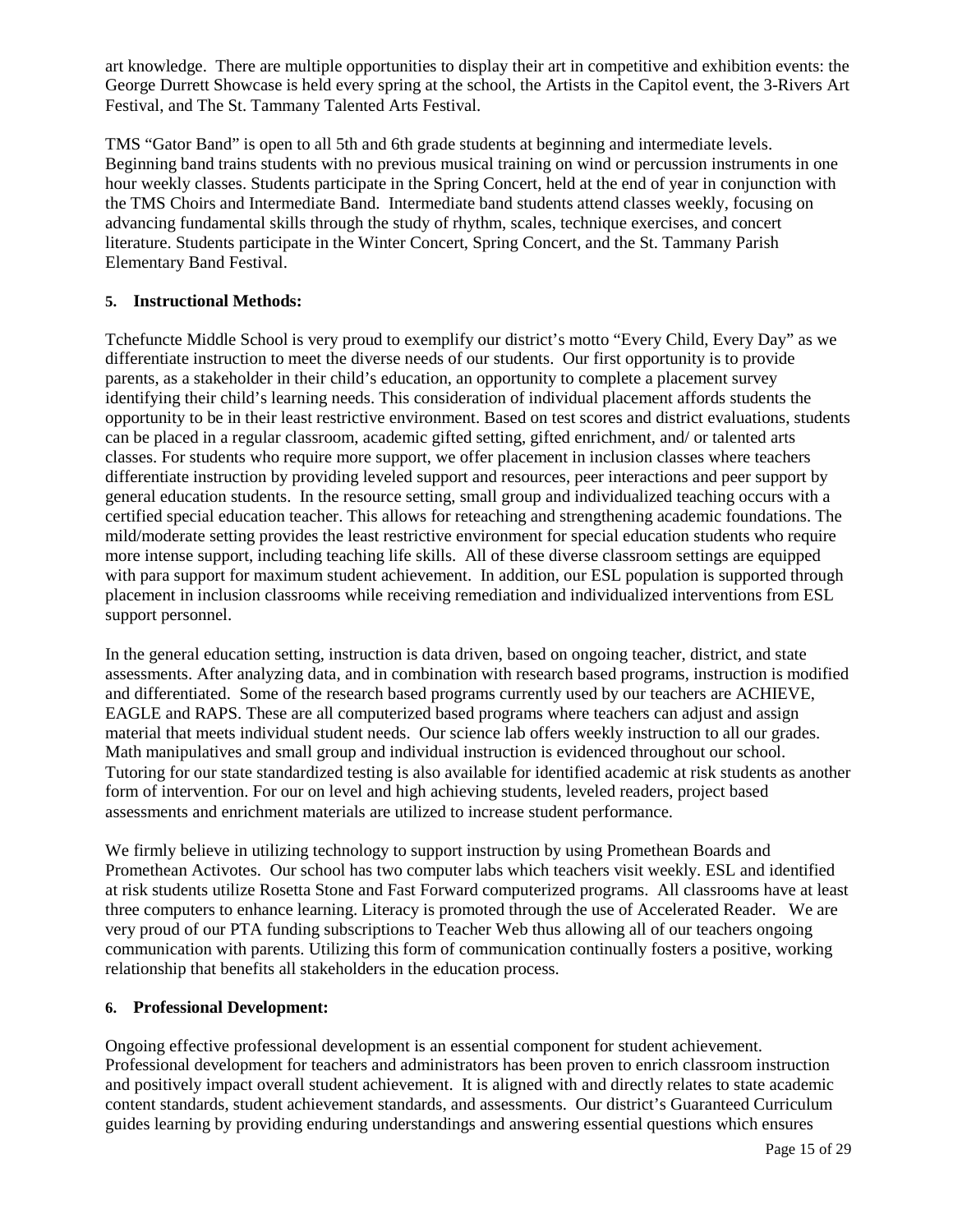art knowledge. There are multiple opportunities to display their art in competitive and exhibition events: the George Durrett Showcase is held every spring at the school, the Artists in the Capitol event, the 3-Rivers Art Festival, and The St. Tammany Talented Arts Festival.

TMS "Gator Band" is open to all 5th and 6th grade students at beginning and intermediate levels. Beginning band trains students with no previous musical training on wind or percussion instruments in one hour weekly classes. Students participate in the Spring Concert, held at the end of year in conjunction with the TMS Choirs and Intermediate Band. Intermediate band students attend classes weekly, focusing on advancing fundamental skills through the study of rhythm, scales, technique exercises, and concert literature. Students participate in the Winter Concert, Spring Concert, and the St. Tammany Parish Elementary Band Festival.

**5. Instructional Methods:**

Tchefuncte Middle School is very proud to exemplify our district's motto "Every Child, Every Day" as we differentiate instruction to meet the diverse needs of our students. Our first opportunity is to provide parents, as a stakeholder in their child's education, an opportunity to complete a placement survey identifying their child's learning needs. This consideration of individual placement affords students the opportunity to be in their least restrictive environment. Based on test scores and district evaluations, students can be placed in a regular classroom, academic gifted setting, gifted enrichment, and/ or talented arts classes. For students who require more support, we offer placement in inclusion classes where teachers differentiate instruction by providing leveled support and resources, peer interactions and peer support by general education students. In the resource setting, small group and individualized teaching occurs with a certified special education teacher. This allows for reteaching and strengthening academic foundations. The mild/moderate setting provides the least restrictive environment for special education students who require more intense support, including teaching life skills. All of these diverse classroom settings are equipped with para support for maximum student achievement. In addition, our ESL population is supported through placement in inclusion classrooms while receiving remediation and individualized interventions from ESL support personnel.

In the general education setting, instruction is data driven, based on ongoing teacher, district, and state assessments. After analyzing data, and in combination with research based programs, instruction is modified and differentiated. Some of the research based programs currently used by our teachers are ACHIEVE, EAGLE and RAPS. These are all computerized based programs where teachers can adjust and assign material that meets individual student needs. Our science lab offers weekly instruction to all our grades. Math manipulatives and small group and individual instruction is evidenced throughout our school. Tutoring for our state standardized testing is also available for identified academic at risk students as another form of intervention. For our on level and high achieving students, leveled readers, project based assessments and enrichment materials are utilized to increase student performance.

We firmly believe in utilizing technology to support instruction by using Promethean Boards and Promethean Activotes. Our school has two computer labs which teachers visit weekly. ESL and identified at risk students utilize Rosetta Stone and Fast Forward computerized programs. All classrooms have at least three computers to enhance learning. Literacy is promoted through the use of Accelerated Reader. We are very proud of our PTA funding subscriptions to Teacher Web thus allowing all of our teachers ongoing communication with parents. Utilizing this form of communication continually fosters a positive, working relationship that benefits all stakeholders in the education process.

**6. Professional Development:**

Ongoing effective professional development is an essential component for student achievement. Professional development for teachers and administrators has been proven to enrich classroom instruction and positively impact overall student achievement. It is aligned with and directly relates to state academic content standards, student achievement standards, and assessments. Our district's Guaranteed Curriculum guides learning by providing enduring understandings and answering essential questions which ensures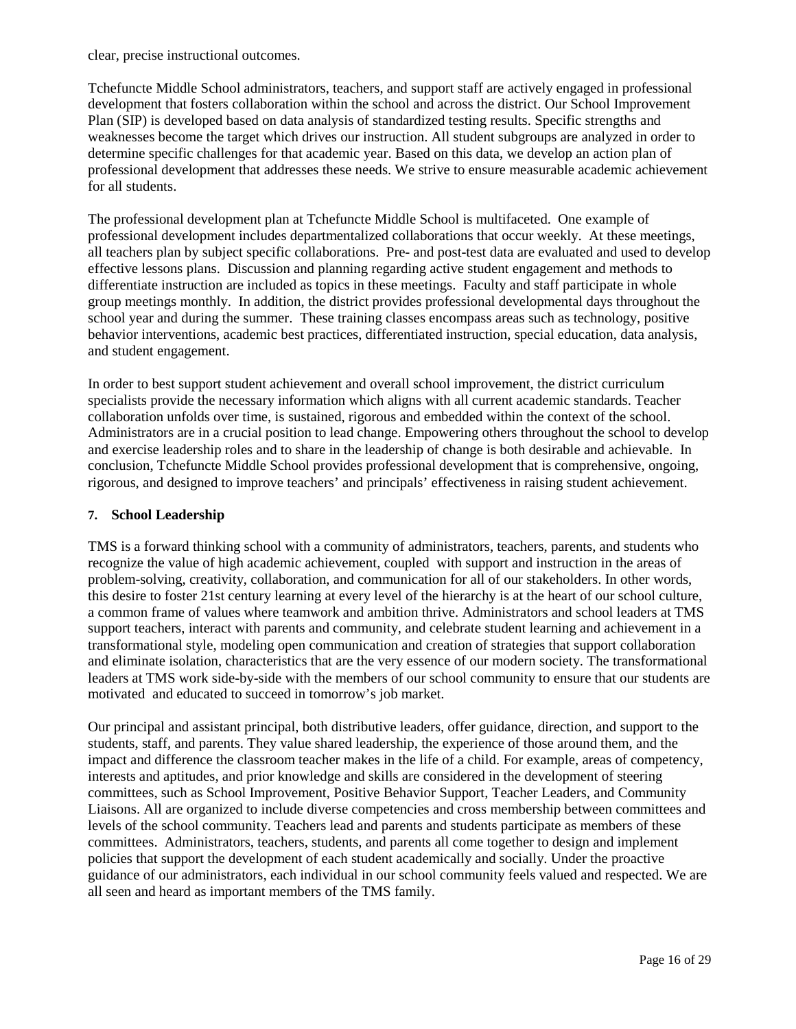clear, precise instructional outcomes.

Tchefuncte Middle School administrators, teachers, and support staff are actively engaged in professional development that fosters collaboration within the school and across the district. Our School Improvement Plan (SIP) is developed based on data analysis of standardized testing results. Specific strengths and weaknesses become the target which drives our instruction. All student subgroups are analyzed in order to determine specific challenges for that academic year. Based on this data, we develop an action plan of professional development that addresses these needs. We strive to ensure measurable academic achievement for all students.

The professional development plan at Tchefuncte Middle School is multifaceted. One example of professional development includes departmentalized collaborations that occur weekly. At these meetings, all teachers plan by subject specific collaborations. Pre- and post-test data are evaluated and used to develop effective lessons plans. Discussion and planning regarding active student engagement and methods to differentiate instruction are included as topics in these meetings. Faculty and staff participate in whole group meetings monthly. In addition, the district provides professional developmental days throughout the school year and during the summer. These training classes encompass areas such as technology, positive behavior interventions, academic best practices, differentiated instruction, special education, data analysis, and student engagement.

In order to best support student achievement and overall school improvement, the district curriculum specialists provide the necessary information which aligns with all current academic standards. Teacher collaboration unfolds over time, is sustained, rigorous and embedded within the context of the school. Administrators are in a crucial position to lead change. Empowering others throughout the school to develop and exercise leadership roles and to share in the leadership of change is both desirable and achievable. In conclusion, Tchefuncte Middle School provides professional development that is comprehensive, ongoing, rigorous, and designed to improve teachers' and principals' effectiveness in raising student achievement.

## 7. School Leadership

TMS is a forward thinking school with a community of administrators, teachers, parents, and students who recognize the value of high academic achievement, coupled with support and instruction in the areas of problem-solving, creativity, collaboration, and communication for all of our stakeholders. In other words, this desire to foster 21st century learning at every level of the hierarchy is at the heart of our school culture, a common frame of values where teamwork and ambition thrive. Administrators and school leaders at TMS support teachers, interact with parents and community, and celebrate student learning and achievement in a transformational style, modeling open communication and creation of strategies that support collaboration and eliminate isolation, characteristics that are the very essence of our modern society. The transformational leaders at TMS work side-by-side with the members of our school community to ensure that our students are motivated and educated to succeed in tomorrow's job market.

Our principal and assistant principal, both distributive leaders, offer guidance, direction, and support to the students, staff, and parents. They value shared leadership, the experience of those around them, and the impact and difference the classroom teacher makes in the life of a child. For example, areas of competency, interests and aptitudes, and prior knowledge and skills are considered in the development of steering committees, such as School Improvement, Positive Behavior Support, Teacher Leaders, and Community Liaisons. All are organized to include diverse competencies and cross membership between committees and levels of the school community. Teachers lead and parents and students participate as members of these committees. Administrators, teachers, students, and parents all come together to design and implement policies that support the development of each student academically and socially. Under the proactive guidance of our administrators, each individual in our school community feels valued and respected. We are all seen and heard as important members of the TMS family.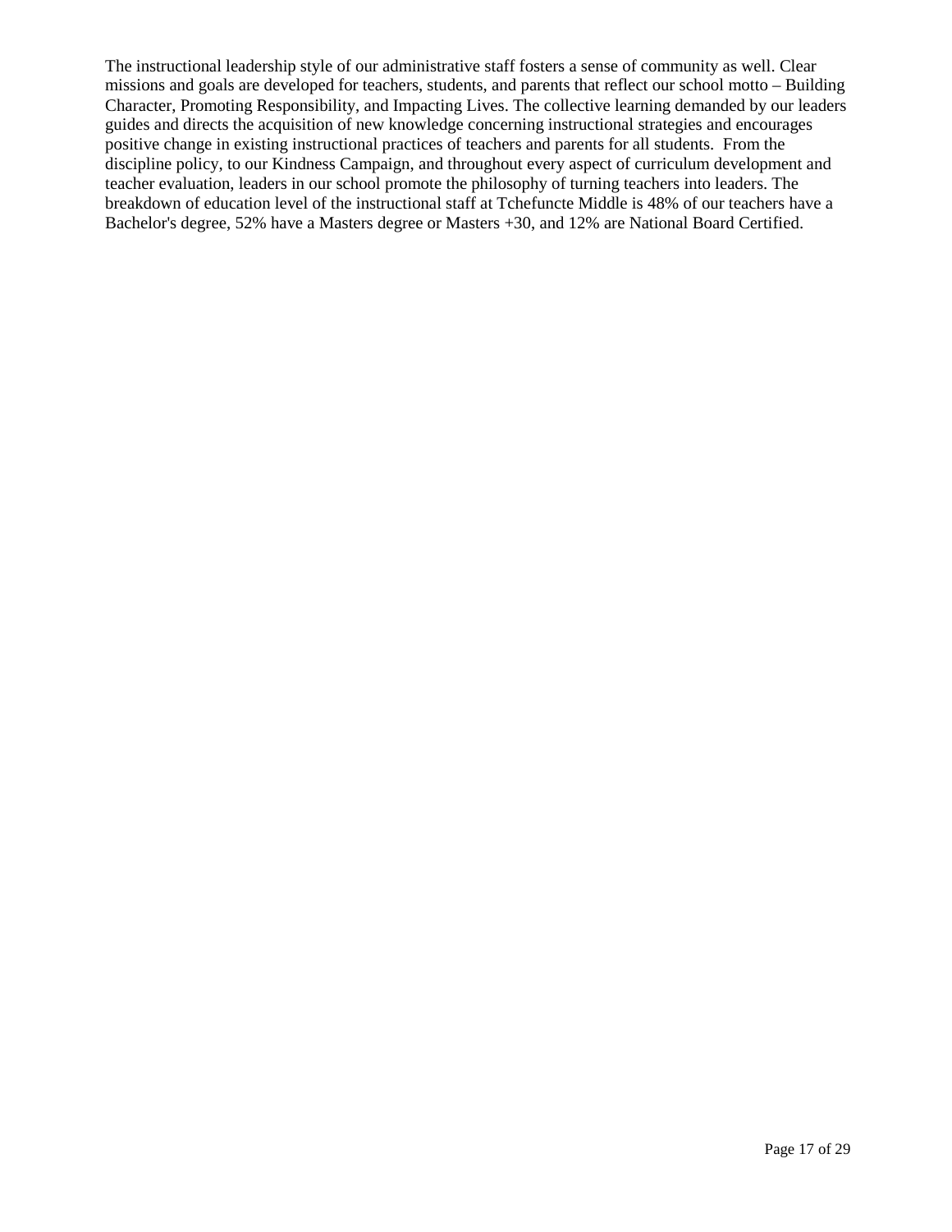The instructional leadership style of our administrative staff fosters a sense of community as well. Clear missions and goals are developed for teachers, students, and parents that reflect our school motto – Building Character, Promoting Responsibility, and Impacting Lives. The collective learning demanded by our leaders guides and directs the acquisition of new knowledge concerning instructional strategies and encourages positive change in existing instructional practices of teachers and parents for all students. From the discipline policy, to our Kindness Campaign, and throughout every aspect of curriculum development and teacher evaluation, leaders in our school promote the philosophy of turning teachers into leaders. The breakdown of education level of the instructional staff at Tchefuncte Middle is 48% of our teachers have a Bachelor's degree, 52% have a Masters degree or Masters +30, and 12% are National Board Certified.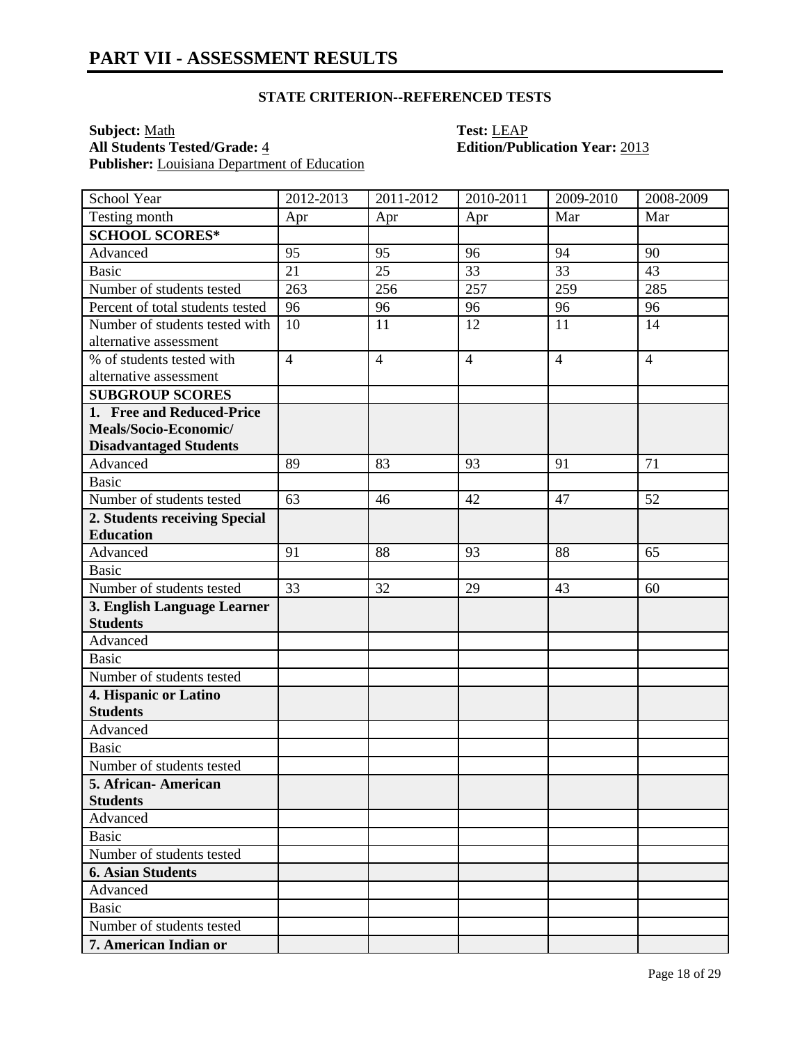# PART VII - ASSESSMENT RESULTS

## STATE CRITERION--REFERENCED TESTS

**Subject:** Math
**All Students Tested/Grade:** 4
**Publisher:** Louisiana Department of Education
**Test:** LEAP
**Edition/Publication Year:** 2013

| School Year | 2012-2013 | 2011-2012 | 2010-2011 | 2009-2010 | 2008-2009 |
|---|---|---|---|---|---|
| Testing month | Apr | Apr | Apr | Mar | Mar |
| **SCHOOL SCORES*** | | | | | |
| Advanced | 95 | 95 | 96 | 94 | 90 |
| Basic | 21 | 25 | 33 | 33 | 43 |
| Number of students tested | 263 | 256 | 257 | 259 | 285 |
| Percent of total students tested | 96 | 96 | 96 | 96 | 96 |
| Number of students tested with alternative assessment | 10 | 11 | 12 | 11 | 14 |
| % of students tested with alternative assessment | 4 | 4 | 4 | 4 | 4 |
| **SUBGROUP SCORES** | | | | | |
| **1. Free and Reduced-Price Meals/Socio-Economic/ Disadvantaged Students** | | | | | |
| Advanced | 89 | 83 | 93 | 91 | 71 |
| Basic | | | | | |
| Number of students tested | 63 | 46 | 42 | 47 | 52 |
| **2. Students receiving Special Education** | | | | | |
| Advanced | 91 | 88 | 93 | 88 | 65 |
| Basic | | | | | |
| Number of students tested | 33 | 32 | 29 | 43 | 60 |
| **3. English Language Learner Students** | | | | | |
| Advanced | | | | | |
| Basic | | | | | |
| Number of students tested | | | | | |
| **4. Hispanic or Latino Students** | | | | | |
| Advanced | | | | | |
| Basic | | | | | |
| Number of students tested | | | | | |
| **5. African- American Students** | | | | | |
| Advanced | | | | | |
| Basic | | | | | |
| Number of students tested | | | | | |
| **6. Asian Students** | | | | | |
| Advanced | | | | | |
| Basic | | | | | |
| Number of students tested | | | | | |
| **7. American Indian or** | | | | | |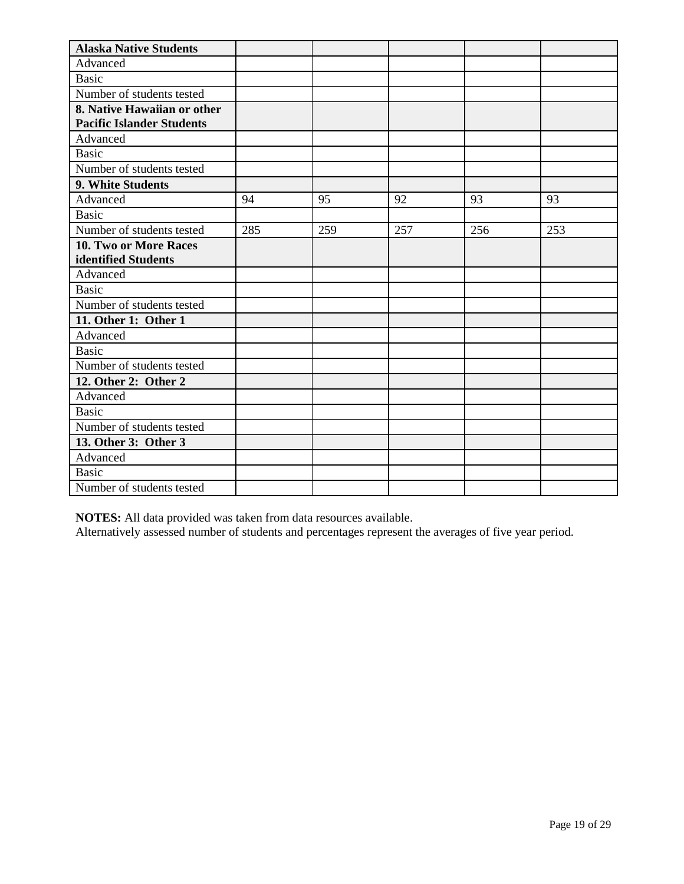| Alaska Native Students | | | | | |
|---|---|---|---|---|---|
| Advanced | | | | | |
| Basic | | | | | |
| Number of students tested | | | | | |
| **8. Native Hawaiian or other Pacific Islander Students** | | | | | |
| Advanced | | | | | |
| Basic | | | | | |
| Number of students tested | | | | | |
| **9. White Students** | | | | | |
| Advanced | 94 | 95 | 92 | 93 | 93 |
| Basic | | | | | |
| Number of students tested | 285 | 259 | 257 | 256 | 253 |
| **10. Two or More Races identified Students** | | | | | |
| Advanced | | | | | |
| Basic | | | | | |
| Number of students tested | | | | | |
| **11. Other 1: Other 1** | | | | | |
| Advanced | | | | | |
| Basic | | | | | |
| Number of students tested | | | | | |
| **12. Other 2: Other 2** | | | | | |
| Advanced | | | | | |
| Basic | | | | | |
| Number of students tested | | | | | |
| **13. Other 3: Other 3** | | | | | |
| Advanced | | | | | |
| Basic | | | | | |
| Number of students tested | | | | | |

**NOTES:** All data provided was taken from data resources available.
Alternatively assessed number of students and percentages represent the averages of five year period.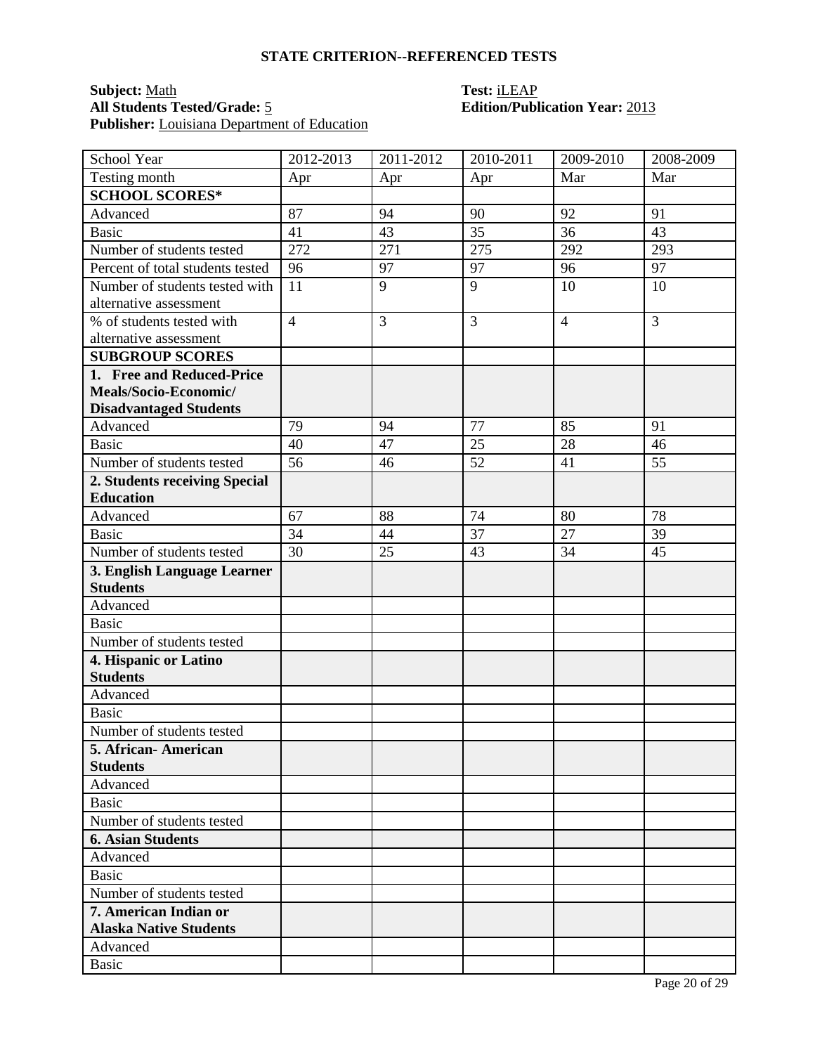## STATE CRITERION--REFERENCED TESTS

**Subject:** Math
**Test:** iLEAP
**All Students Tested/Grade:** 5
**Edition/Publication Year:** 2013
**Publisher:** Louisiana Department of Education

| School Year | 2012-2013 | 2011-2012 | 2010-2011 | 2009-2010 | 2008-2009 |
|---|---|---|---|---|---|
| Testing month | Apr | Apr | Apr | Mar | Mar |
| **SCHOOL SCORES*** | | | | | |
| Advanced | 87 | 94 | 90 | 92 | 91 |
| Basic | 41 | 43 | 35 | 36 | 43 |
| Number of students tested | 272 | 271 | 275 | 292 | 293 |
| Percent of total students tested | 96 | 97 | 97 | 96 | 97 |
| Number of students tested with alternative assessment | 11 | 9 | 9 | 10 | 10 |
| % of students tested with alternative assessment | 4 | 3 | 3 | 4 | 3 |
| **SUBGROUP SCORES** | | | | | |
| **1. Free and Reduced-Price Meals/Socio-Economic/ Disadvantaged Students** | | | | | |
| Advanced | 79 | 94 | 77 | 85 | 91 |
| Basic | 40 | 47 | 25 | 28 | 46 |
| Number of students tested | 56 | 46 | 52 | 41 | 55 |
| **2. Students receiving Special Education** | | | | | |
| Advanced | 67 | 88 | 74 | 80 | 78 |
| Basic | 34 | 44 | 37 | 27 | 39 |
| Number of students tested | 30 | 25 | 43 | 34 | 45 |
| **3. English Language Learner Students** | | | | | |
| Advanced | | | | | |
| Basic | | | | | |
| Number of students tested | | | | | |
| **4. Hispanic or Latino Students** | | | | | |
| Advanced | | | | | |
| Basic | | | | | |
| Number of students tested | | | | | |
| **5. African- American Students** | | | | | |
| Advanced | | | | | |
| Basic | | | | | |
| Number of students tested | | | | | |
| **6. Asian Students** | | | | | |
| Advanced | | | | | |
| Basic | | | | | |
| Number of students tested | | | | | |
| **7. American Indian or Alaska Native Students** | | | | | |
| Advanced | | | | | |
| Basic | | | | | |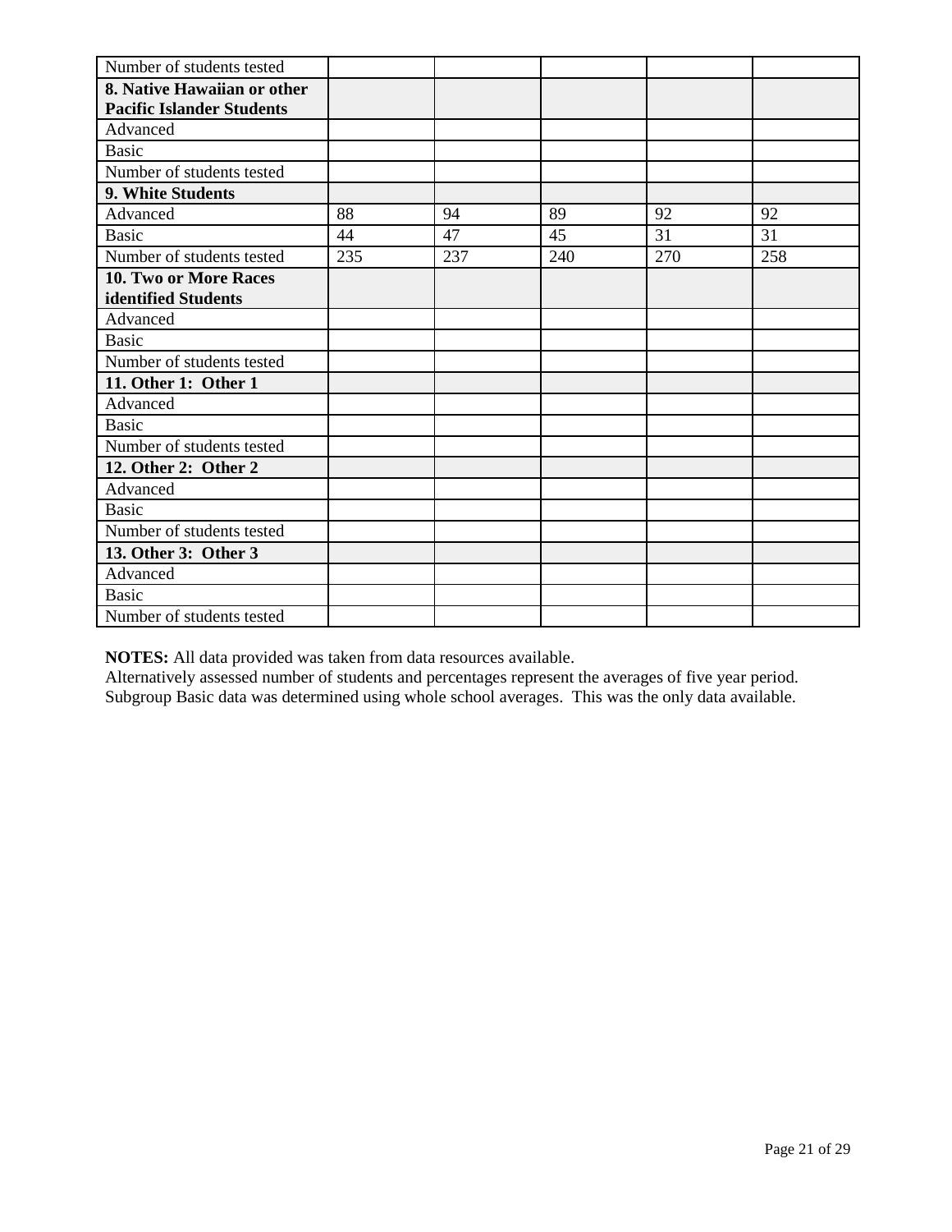| | | | | | |
|---|---|---|---|---|---|
| Number of students tested | | | | | |
| **8. Native Hawaiian or other Pacific Islander Students** | | | | | |
| Advanced | | | | | |
| Basic | | | | | |
| Number of students tested | | | | | |
| **9. White Students** | | | | | |
| Advanced | 88 | 94 | 89 | 92 | 92 |
| Basic | 44 | 47 | 45 | 31 | 31 |
| Number of students tested | 235 | 237 | 240 | 270 | 258 |
| **10. Two or More Races identified Students** | | | | | |
| Advanced | | | | | |
| Basic | | | | | |
| Number of students tested | | | | | |
| **11. Other 1: Other 1** | | | | | |
| Advanced | | | | | |
| Basic | | | | | |
| Number of students tested | | | | | |
| **12. Other 2: Other 2** | | | | | |
| Advanced | | | | | |
| Basic | | | | | |
| Number of students tested | | | | | |
| **13. Other 3: Other 3** | | | | | |
| Advanced | | | | | |
| Basic | | | | | |
| Number of students tested | | | | | |

**NOTES:** All data provided was taken from data resources available.
Alternatively assessed number of students and percentages represent the averages of five year period.
Subgroup Basic data was determined using whole school averages. This was the only data available.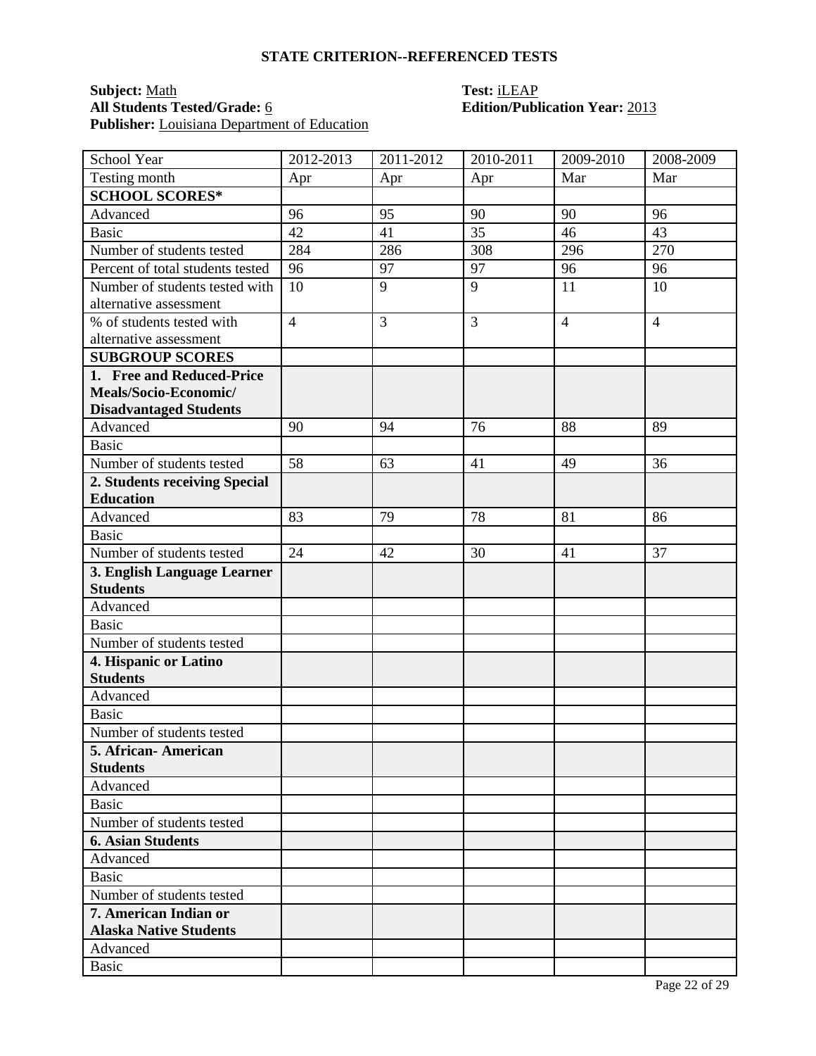### STATE CRITERION--REFERENCED TESTS

**Subject:** Math  
**All Students Tested/Grade:** 6  
**Publisher:** Louisiana Department of Education  
**Test:** iLEAP  
**Edition/Publication Year:** 2013

| School Year | 2012-2013 | 2011-2012 | 2010-2011 | 2009-2010 | 2008-2009 |
|---|---|---|---|---|---|
| Testing month | Apr | Apr | Apr | Mar | Mar |
| **SCHOOL SCORES*** | | | | | |
| Advanced | 96 | 95 | 90 | 90 | 96 |
| Basic | 42 | 41 | 35 | 46 | 43 |
| Number of students tested | 284 | 286 | 308 | 296 | 270 |
| Percent of total students tested | 96 | 97 | 97 | 96 | 96 |
| Number of students tested with alternative assessment | 10 | 9 | 9 | 11 | 10 |
| % of students tested with alternative assessment | 4 | 3 | 3 | 4 | 4 |
| **SUBGROUP SCORES** | | | | | |
| **1. Free and Reduced-Price Meals/Socio-Economic/ Disadvantaged Students** | | | | | |
| Advanced | 90 | 94 | 76 | 88 | 89 |
| Basic | | | | | |
| Number of students tested | 58 | 63 | 41 | 49 | 36 |
| **2. Students receiving Special Education** | | | | | |
| Advanced | 83 | 79 | 78 | 81 | 86 |
| Basic | | | | | |
| Number of students tested | 24 | 42 | 30 | 41 | 37 |
| **3. English Language Learner Students** | | | | | |
| Advanced | | | | | |
| Basic | | | | | |
| Number of students tested | | | | | |
| **4. Hispanic or Latino Students** | | | | | |
| Advanced | | | | | |
| Basic | | | | | |
| Number of students tested | | | | | |
| **5. African- American Students** | | | | | |
| Advanced | | | | | |
| Basic | | | | | |
| Number of students tested | | | | | |
| **6. Asian Students** | | | | | |
| Advanced | | | | | |
| Basic | | | | | |
| Number of students tested | | | | | |
| **7. American Indian or Alaska Native Students** | | | | | |
| Advanced | | | | | |
| Basic | | | | | |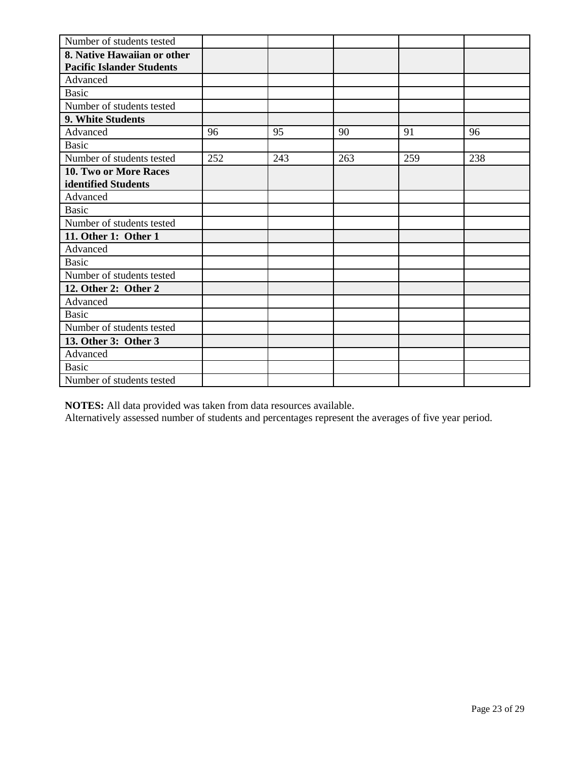| Number of students tested | | | | | |
|---|---|---|---|---|---|
| **8. Native Hawaiian or other Pacific Islander Students** | | | | | |
| Advanced | | | | | |
| Basic | | | | | |
| Number of students tested | | | | | |
| **9. White Students** | | | | | |
| Advanced | 96 | 95 | 90 | 91 | 96 |
| Basic | | | | | |
| Number of students tested | 252 | 243 | 263 | 259 | 238 |
| **10. Two or More Races identified Students** | | | | | |
| Advanced | | | | | |
| Basic | | | | | |
| Number of students tested | | | | | |
| **11. Other 1: Other 1** | | | | | |
| Advanced | | | | | |
| Basic | | | | | |
| Number of students tested | | | | | |
| **12. Other 2: Other 2** | | | | | |
| Advanced | | | | | |
| Basic | | | | | |
| Number of students tested | | | | | |
| **13. Other 3: Other 3** | | | | | |
| Advanced | | | | | |
| Basic | | | | | |
| Number of students tested | | | | | |

**NOTES:** All data provided was taken from data resources available.
Alternatively assessed number of students and percentages represent the averages of five year period.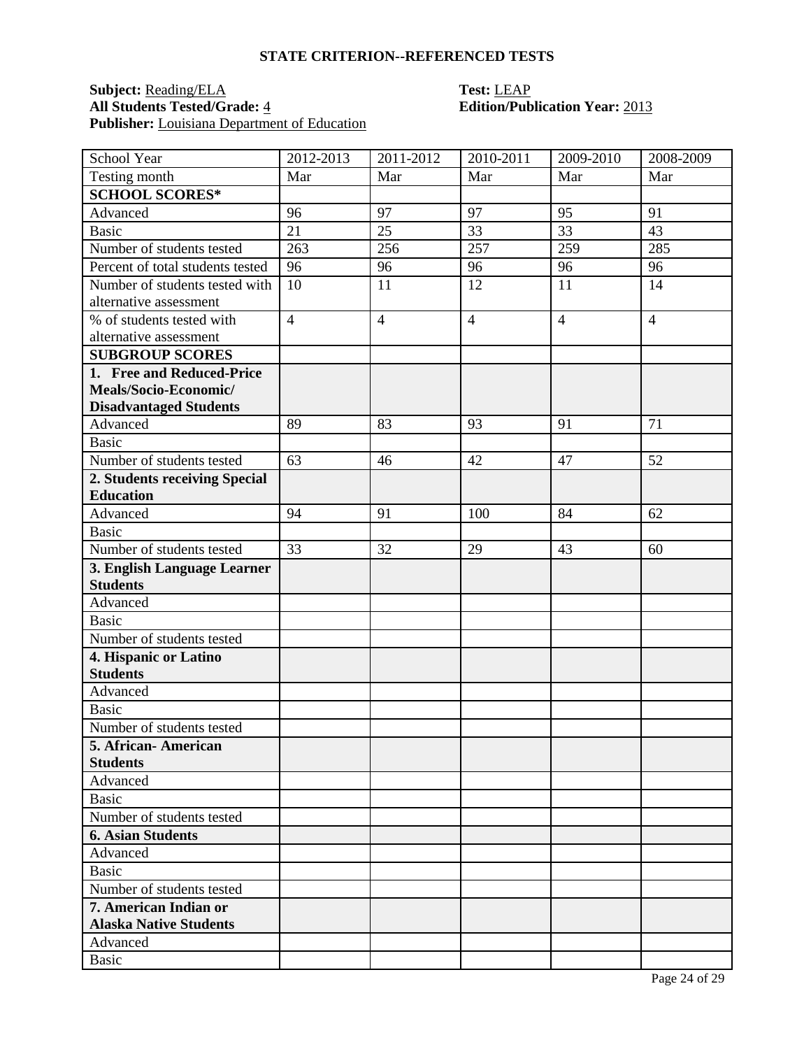## STATE CRITERION--REFERENCED TESTS

**Subject:** Reading/ELA
**All Students Tested/Grade:** 4
**Publisher:** Louisiana Department of Education
**Test:** LEAP
**Edition/Publication Year:** 2013

| School Year | 2012-2013 | 2011-2012 | 2010-2011 | 2009-2010 | 2008-2009 |
|---|---|---|---|---|---|
| Testing month | Mar | Mar | Mar | Mar | Mar |
| **SCHOOL SCORES*** | | | | | |
| Advanced | 96 | 97 | 97 | 95 | 91 |
| Basic | 21 | 25 | 33 | 33 | 43 |
| Number of students tested | 263 | 256 | 257 | 259 | 285 |
| Percent of total students tested | 96 | 96 | 96 | 96 | 96 |
| Number of students tested with alternative assessment | 10 | 11 | 12 | 11 | 14 |
| % of students tested with alternative assessment | 4 | 4 | 4 | 4 | 4 |
| **SUBGROUP SCORES** | | | | | |
| **1. Free and Reduced-Price Meals/Socio-Economic/ Disadvantaged Students** | | | | | |
| Advanced | 89 | 83 | 93 | 91 | 71 |
| Basic | | | | | |
| Number of students tested | 63 | 46 | 42 | 47 | 52 |
| **2. Students receiving Special Education** | | | | | |
| Advanced | 94 | 91 | 100 | 84 | 62 |
| Basic | | | | | |
| Number of students tested | 33 | 32 | 29 | 43 | 60 |
| **3. English Language Learner Students** | | | | | |
| Advanced | | | | | |
| Basic | | | | | |
| Number of students tested | | | | | |
| **4. Hispanic or Latino Students** | | | | | |
| Advanced | | | | | |
| Basic | | | | | |
| Number of students tested | | | | | |
| **5. African- American Students** | | | | | |
| Advanced | | | | | |
| Basic | | | | | |
| Number of students tested | | | | | |
| **6. Asian Students** | | | | | |
| Advanced | | | | | |
| Basic | | | | | |
| Number of students tested | | | | | |
| **7. American Indian or Alaska Native Students** | | | | | |
| Advanced | | | | | |
| Basic | | | | | |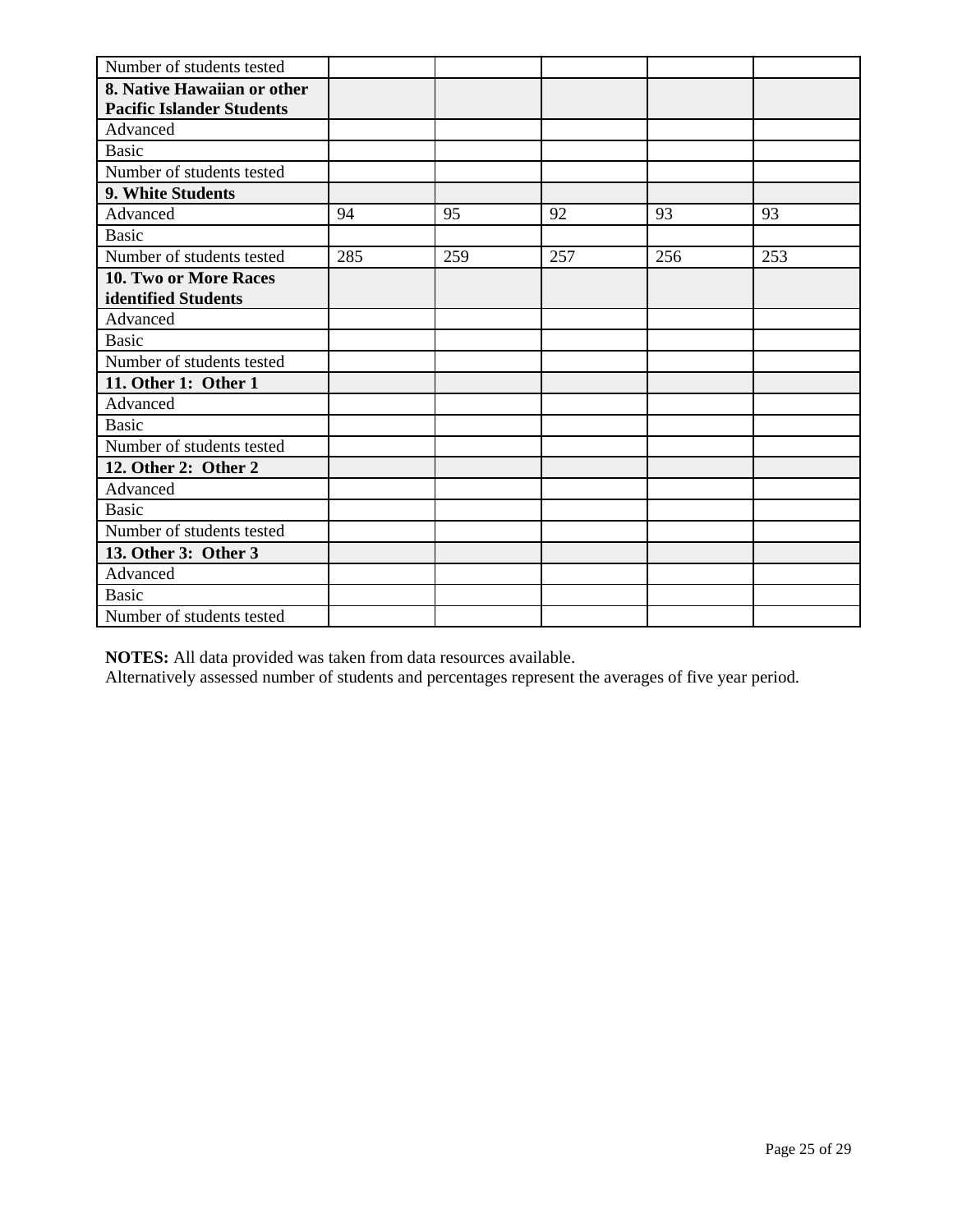| | | | | | |
|---|---|---|---|---|---|
| Number of students tested | | | | | |
| **8. Native Hawaiian or other Pacific Islander Students** | | | | | |
| Advanced | | | | | |
| Basic | | | | | |
| Number of students tested | | | | | |
| **9. White Students** | | | | | |
| Advanced | 94 | 95 | 92 | 93 | 93 |
| Basic | | | | | |
| Number of students tested | 285 | 259 | 257 | 256 | 253 |
| **10. Two or More Races identified Students** | | | | | |
| Advanced | | | | | |
| Basic | | | | | |
| Number of students tested | | | | | |
| **11. Other 1: Other 1** | | | | | |
| Advanced | | | | | |
| Basic | | | | | |
| Number of students tested | | | | | |
| **12. Other 2: Other 2** | | | | | |
| Advanced | | | | | |
| Basic | | | | | |
| Number of students tested | | | | | |
| **13. Other 3: Other 3** | | | | | |
| Advanced | | | | | |
| Basic | | | | | |
| Number of students tested | | | | | |

**NOTES:** All data provided was taken from data resources available.
Alternatively assessed number of students and percentages represent the averages of five year period.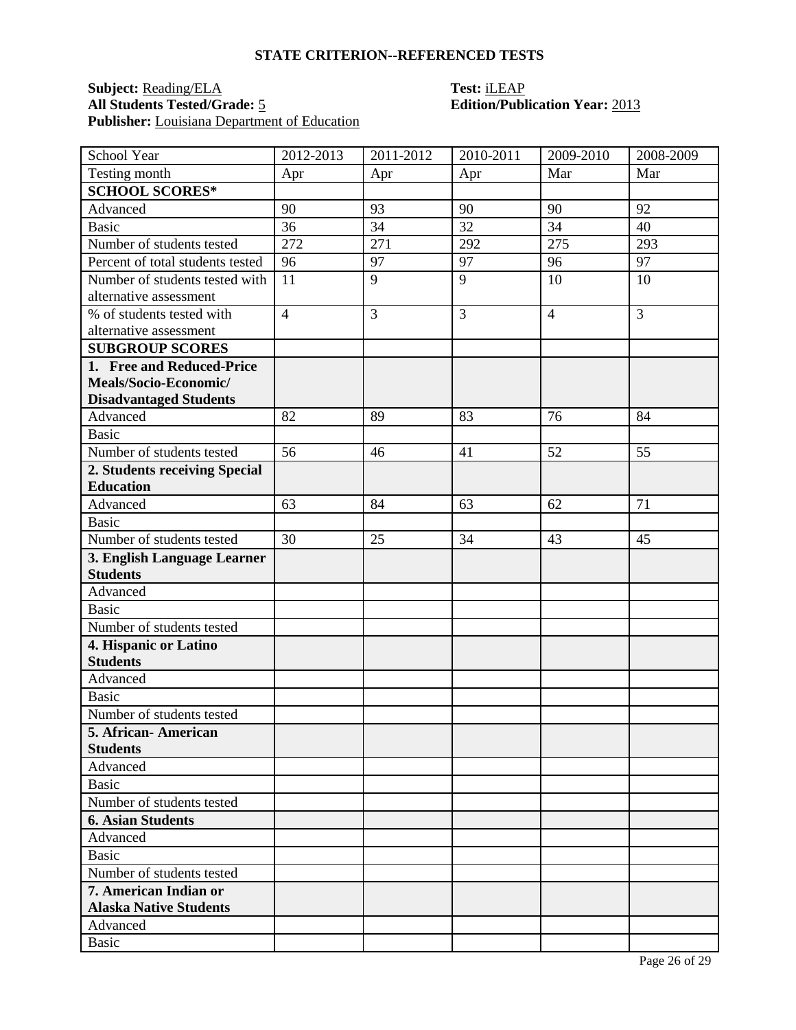## STATE CRITERION--REFERENCED TESTS

**Subject:** Reading/ELA
**All Students Tested/Grade:** 5
**Publisher:** Louisiana Department of Education

**Test:** iLEAP
**Edition/Publication Year:** 2013

| School Year | 2012-2013 | 2011-2012 | 2010-2011 | 2009-2010 | 2008-2009 |
|---|---|---|---|---|---|
| Testing month | Apr | Apr | Apr | Mar | Mar |
| **SCHOOL SCORES*** | | | | | |
| Advanced | 90 | 93 | 90 | 90 | 92 |
| Basic | 36 | 34 | 32 | 34 | 40 |
| Number of students tested | 272 | 271 | 292 | 275 | 293 |
| Percent of total students tested | 96 | 97 | 97 | 96 | 97 |
| Number of students tested with alternative assessment | 11 | 9 | 9 | 10 | 10 |
| % of students tested with alternative assessment | 4 | 3 | 3 | 4 | 3 |
| **SUBGROUP SCORES** | | | | | |
| **1. Free and Reduced-Price Meals/Socio-Economic/ Disadvantaged Students** | | | | | |
| Advanced | 82 | 89 | 83 | 76 | 84 |
| Basic | | | | | |
| Number of students tested | 56 | 46 | 41 | 52 | 55 |
| **2. Students receiving Special Education** | | | | | |
| Advanced | 63 | 84 | 63 | 62 | 71 |
| Basic | | | | | |
| Number of students tested | 30 | 25 | 34 | 43 | 45 |
| **3. English Language Learner Students** | | | | | |
| Advanced | | | | | |
| Basic | | | | | |
| Number of students tested | | | | | |
| **4. Hispanic or Latino Students** | | | | | |
| Advanced | | | | | |
| Basic | | | | | |
| Number of students tested | | | | | |
| **5. African- American Students** | | | | | |
| Advanced | | | | | |
| Basic | | | | | |
| Number of students tested | | | | | |
| **6. Asian Students** | | | | | |
| Advanced | | | | | |
| Basic | | | | | |
| Number of students tested | | | | | |
| **7. American Indian or Alaska Native Students** | | | | | |
| Advanced | | | | | |
| Basic | | | | | |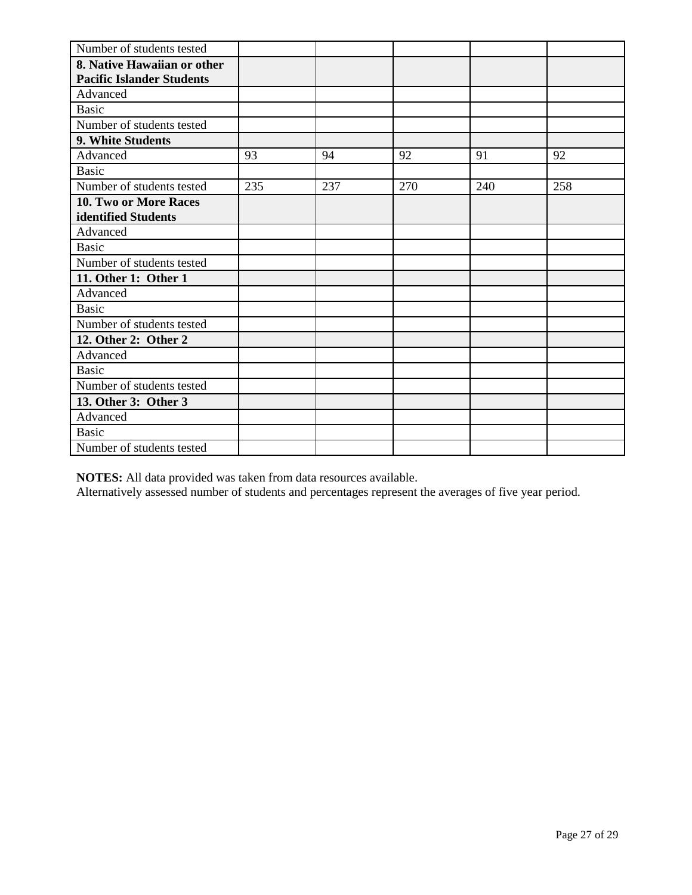| Number of students tested | | | | | |
|---|---|---|---|---|---|
| **8. Native Hawaiian or other Pacific Islander Students** | | | | | |
| Advanced | | | | | |
| Basic | | | | | |
| Number of students tested | | | | | |
| **9. White Students** | | | | | |
| Advanced | 93 | 94 | 92 | 91 | 92 |
| Basic | | | | | |
| Number of students tested | 235 | 237 | 270 | 240 | 258 |
| **10. Two or More Races identified Students** | | | | | |
| Advanced | | | | | |
| Basic | | | | | |
| Number of students tested | | | | | |
| **11. Other 1: Other 1** | | | | | |
| Advanced | | | | | |
| Basic | | | | | |
| Number of students tested | | | | | |
| **12. Other 2: Other 2** | | | | | |
| Advanced | | | | | |
| Basic | | | | | |
| Number of students tested | | | | | |
| **13. Other 3: Other 3** | | | | | |
| Advanced | | | | | |
| Basic | | | | | |
| Number of students tested | | | | | |

**NOTES:** All data provided was taken from data resources available.
Alternatively assessed number of students and percentages represent the averages of five year period.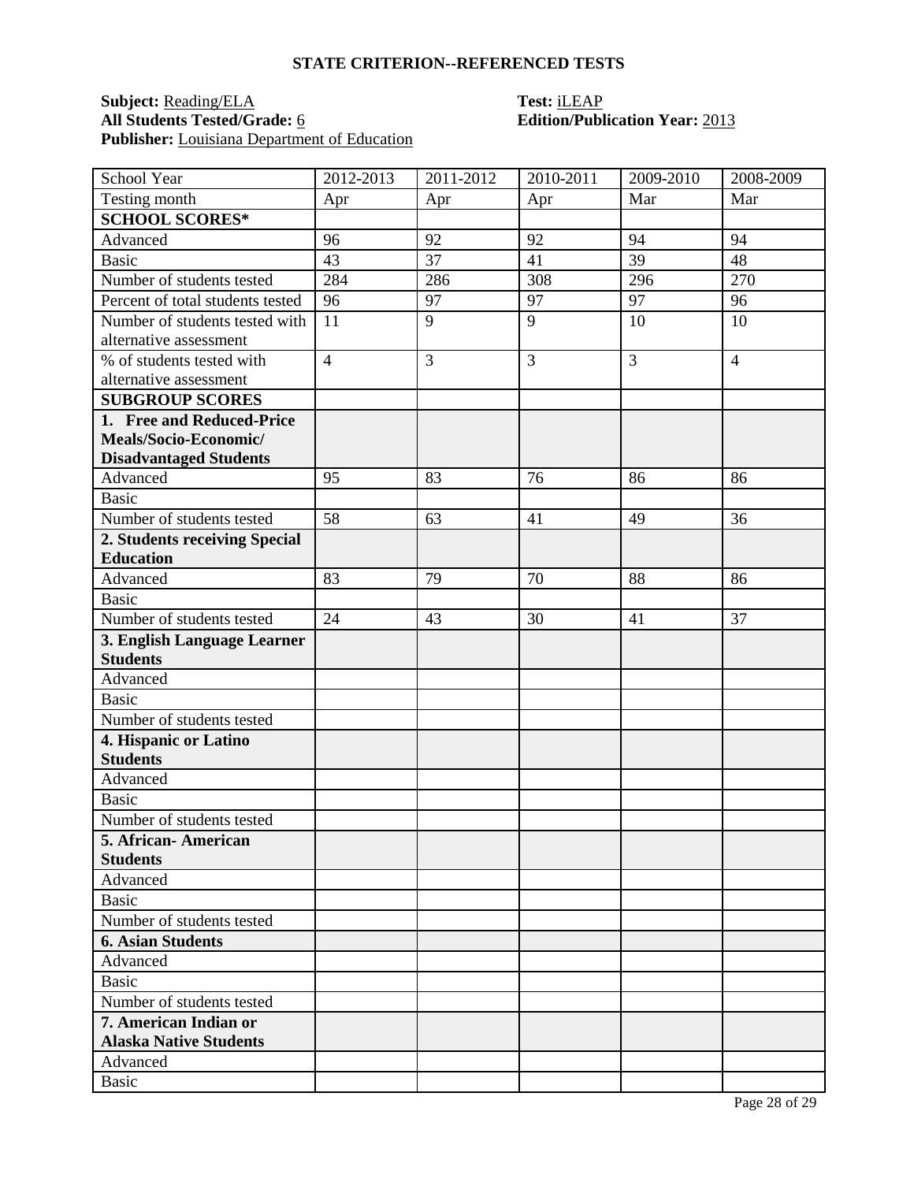**STATE CRITERION--REFERENCED TESTS**

**Subject:** Reading/ELA
**All Students Tested/Grade:** 6
**Publisher:** Louisiana Department of Education

**Test:** iLEAP
**Edition/Publication Year:** 2013

| School Year | 2012-2013 | 2011-2012 | 2010-2011 | 2009-2010 | 2008-2009 |
|---|---|---|---|---|---|
| Testing month | Apr | Apr | Apr | Mar | Mar |
| **SCHOOL SCORES*** | | | | | |
| Advanced | 96 | 92 | 92 | 94 | 94 |
| Basic | 43 | 37 | 41 | 39 | 48 |
| Number of students tested | 284 | 286 | 308 | 296 | 270 |
| Percent of total students tested | 96 | 97 | 97 | 97 | 96 |
| Number of students tested with alternative assessment | 11 | 9 | 9 | 10 | 10 |
| % of students tested with alternative assessment | 4 | 3 | 3 | 3 | 4 |
| **SUBGROUP SCORES** | | | | | |
| **1. Free and Reduced-Price Meals/Socio-Economic/ Disadvantaged Students** | | | | | |
| Advanced | 95 | 83 | 76 | 86 | 86 |
| Basic | | | | | |
| Number of students tested | 58 | 63 | 41 | 49 | 36 |
| **2. Students receiving Special Education** | | | | | |
| Advanced | 83 | 79 | 70 | 88 | 86 |
| Basic | | | | | |
| Number of students tested | 24 | 43 | 30 | 41 | 37 |
| **3. English Language Learner Students** | | | | | |
| Advanced | | | | | |
| Basic | | | | | |
| Number of students tested | | | | | |
| **4. Hispanic or Latino Students** | | | | | |
| Advanced | | | | | |
| Basic | | | | | |
| Number of students tested | | | | | |
| **5. African- American Students** | | | | | |
| Advanced | | | | | |
| Basic | | | | | |
| Number of students tested | | | | | |
| **6. Asian Students** | | | | | |
| Advanced | | | | | |
| Basic | | | | | |
| Number of students tested | | | | | |
| **7. American Indian or Alaska Native Students** | | | | | |
| Advanced | | | | | |
| Basic | | | | | |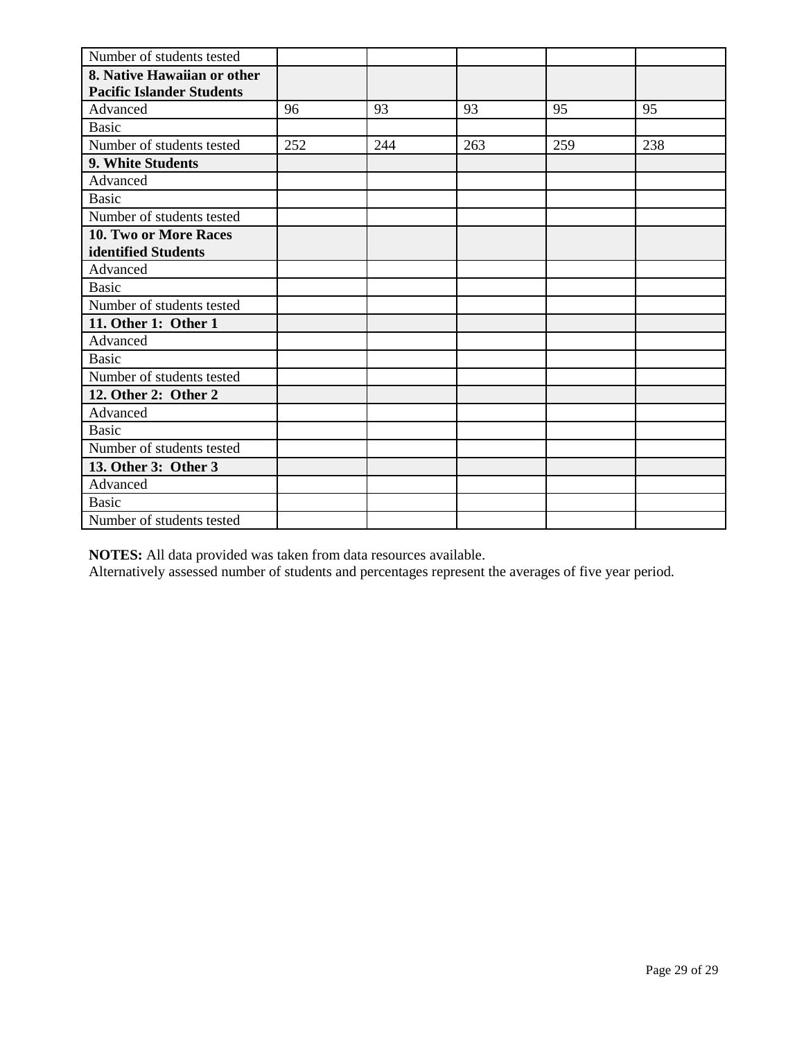| | | | | | |
|---|---|---|---|---|---|
| Number of students tested | | | | | |
| **8. Native Hawaiian or other Pacific Islander Students** | | | | | |
| Advanced | 96 | 93 | 93 | 95 | 95 |
| Basic | | | | | |
| Number of students tested | 252 | 244 | 263 | 259 | 238 |
| **9. White Students** | | | | | |
| Advanced | | | | | |
| Basic | | | | | |
| Number of students tested | | | | | |
| **10. Two or More Races identified Students** | | | | | |
| Advanced | | | | | |
| Basic | | | | | |
| Number of students tested | | | | | |
| **11. Other 1: Other 1** | | | | | |
| Advanced | | | | | |
| Basic | | | | | |
| Number of students tested | | | | | |
| **12. Other 2: Other 2** | | | | | |
| Advanced | | | | | |
| Basic | | | | | |
| Number of students tested | | | | | |
| **13. Other 3: Other 3** | | | | | |
| Advanced | | | | | |
| Basic | | | | | |
| Number of students tested | | | | | |

**NOTES:** All data provided was taken from data resources available.
Alternatively assessed number of students and percentages represent the averages of five year period.